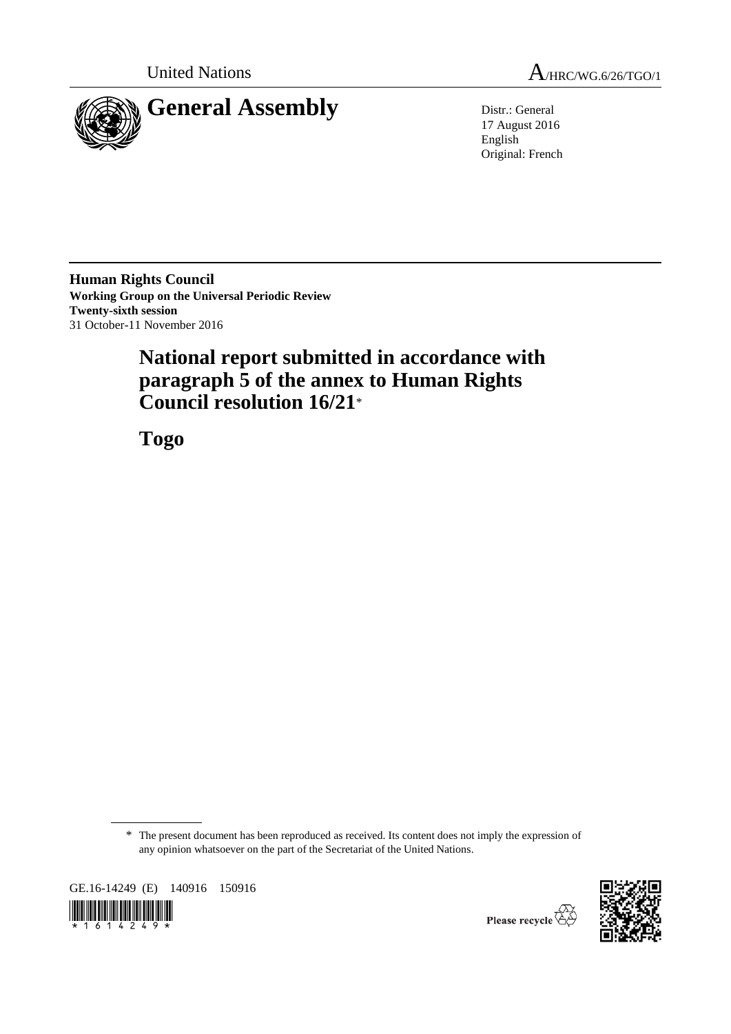United Nations A/HRC/WG.6/26/TGO/1

# General Assembly

Distr.: General
17 August 2016
English
Original: French

**Human Rights Council**
**Working Group on the Universal Periodic Review**
**Twenty-sixth session**
31 October-11 November 2016

## National report submitted in accordance with paragraph 5 of the annex to Human Rights Council resolution 16/21*

## Togo

\* The present document has been reproduced as received. Its content does not imply the expression of any opinion whatsoever on the part of the Secretariat of the United Nations.

GE.16-14249 (E) 140916 150916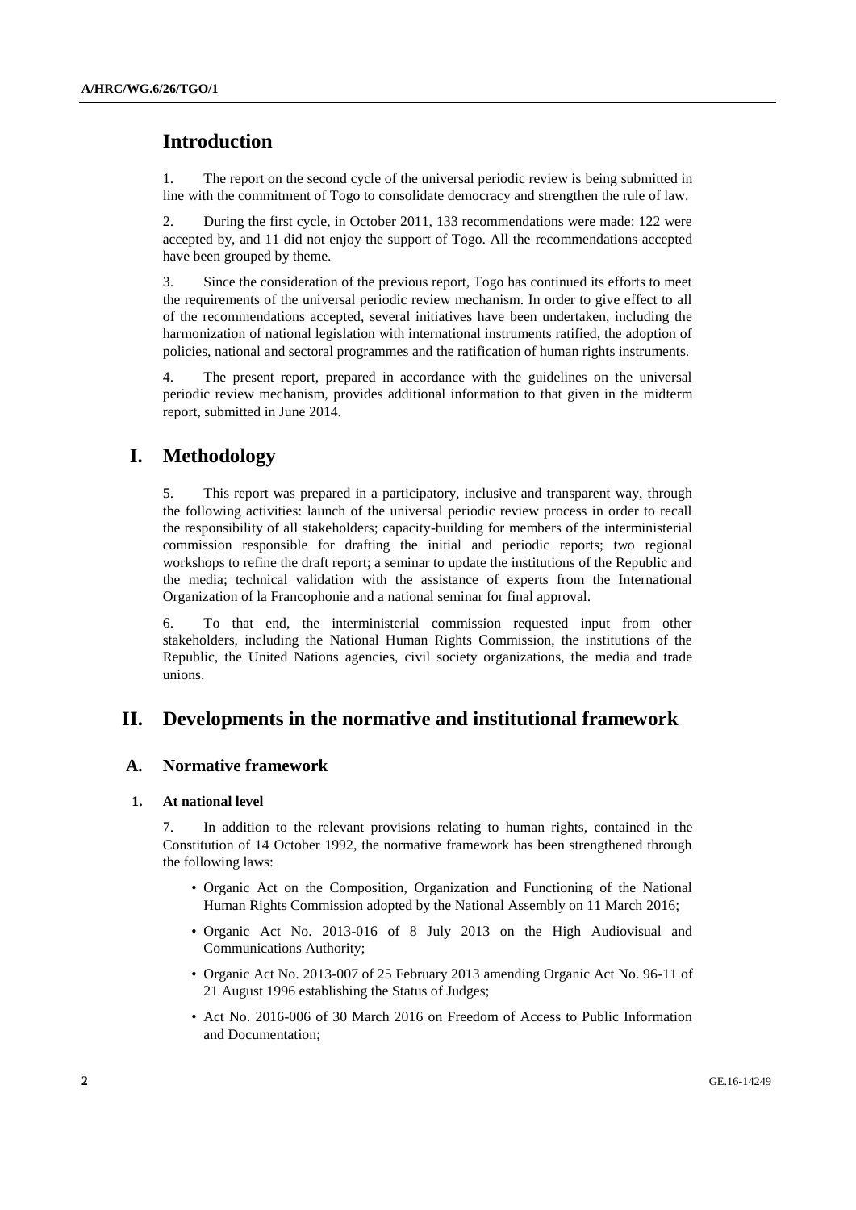# Introduction

1. The report on the second cycle of the universal periodic review is being submitted in line with the commitment of Togo to consolidate democracy and strengthen the rule of law.

2. During the first cycle, in October 2011, 133 recommendations were made: 122 were accepted by, and 11 did not enjoy the support of Togo. All the recommendations accepted have been grouped by theme.

3. Since the consideration of the previous report, Togo has continued its efforts to meet the requirements of the universal periodic review mechanism. In order to give effect to all of the recommendations accepted, several initiatives have been undertaken, including the harmonization of national legislation with international instruments ratified, the adoption of policies, national and sectoral programmes and the ratification of human rights instruments.

4. The present report, prepared in accordance with the guidelines on the universal periodic review mechanism, provides additional information to that given in the midterm report, submitted in June 2014.

# I. Methodology

5. This report was prepared in a participatory, inclusive and transparent way, through the following activities: launch of the universal periodic review process in order to recall the responsibility of all stakeholders; capacity-building for members of the interministerial commission responsible for drafting the initial and periodic reports; two regional workshops to refine the draft report; a seminar to update the institutions of the Republic and the media; technical validation with the assistance of experts from the International Organization of la Francophonie and a national seminar for final approval.

6. To that end, the interministerial commission requested input from other stakeholders, including the National Human Rights Commission, the institutions of the Republic, the United Nations agencies, civil society organizations, the media and trade unions.

# II. Developments in the normative and institutional framework

## A. Normative framework

### 1. At national level

7. In addition to the relevant provisions relating to human rights, contained in the Constitution of 14 October 1992, the normative framework has been strengthened through the following laws:

- Organic Act on the Composition, Organization and Functioning of the National Human Rights Commission adopted by the National Assembly on 11 March 2016;
- Organic Act No. 2013-016 of 8 July 2013 on the High Audiovisual and Communications Authority;
- Organic Act No. 2013-007 of 25 February 2013 amending Organic Act No. 96-11 of 21 August 1996 establishing the Status of Judges;
- Act No. 2016-006 of 30 March 2016 on Freedom of Access to Public Information and Documentation;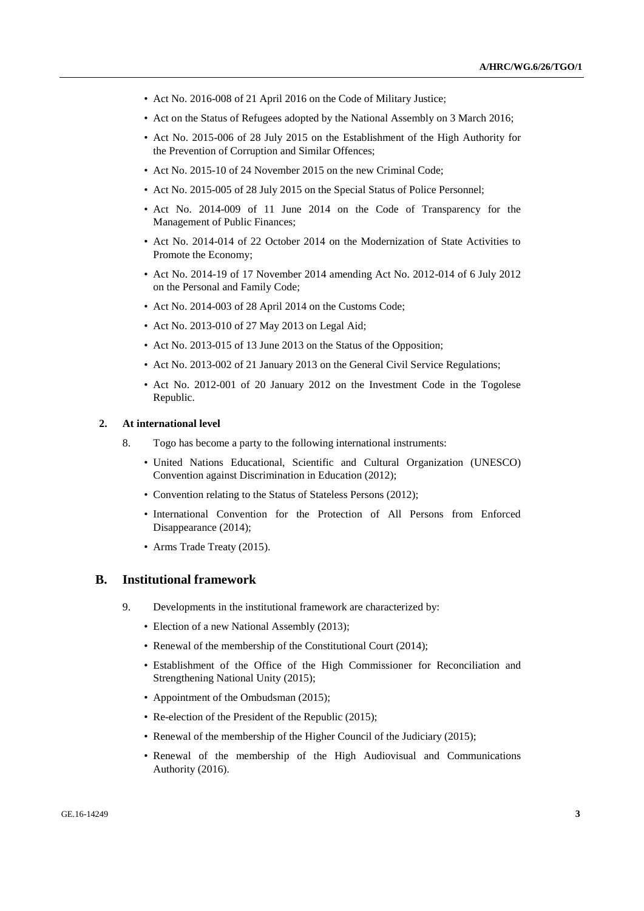- Act No. 2016-008 of 21 April 2016 on the Code of Military Justice;
- Act on the Status of Refugees adopted by the National Assembly on 3 March 2016;
- Act No. 2015-006 of 28 July 2015 on the Establishment of the High Authority for the Prevention of Corruption and Similar Offences;
- Act No. 2015-10 of 24 November 2015 on the new Criminal Code;
- Act No. 2015-005 of 28 July 2015 on the Special Status of Police Personnel;
- Act No. 2014-009 of 11 June 2014 on the Code of Transparency for the Management of Public Finances;
- Act No. 2014-014 of 22 October 2014 on the Modernization of State Activities to Promote the Economy;
- Act No. 2014-19 of 17 November 2014 amending Act No. 2012-014 of 6 July 2012 on the Personal and Family Code;
- Act No. 2014-003 of 28 April 2014 on the Customs Code;
- Act No. 2013-010 of 27 May 2013 on Legal Aid;
- Act No. 2013-015 of 13 June 2013 on the Status of the Opposition;
- Act No. 2013-002 of 21 January 2013 on the General Civil Service Regulations;
- Act No. 2012-001 of 20 January 2012 on the Investment Code in the Togolese Republic.

### 2. At international level

8. Togo has become a party to the following international instruments:

- United Nations Educational, Scientific and Cultural Organization (UNESCO) Convention against Discrimination in Education (2012);
- Convention relating to the Status of Stateless Persons (2012);
- International Convention for the Protection of All Persons from Enforced Disappearance (2014);
- Arms Trade Treaty (2015).

## B. Institutional framework

9. Developments in the institutional framework are characterized by:

- Election of a new National Assembly (2013);
- Renewal of the membership of the Constitutional Court (2014);
- Establishment of the Office of the High Commissioner for Reconciliation and Strengthening National Unity (2015);
- Appointment of the Ombudsman (2015);
- Re-election of the President of the Republic (2015);
- Renewal of the membership of the Higher Council of the Judiciary (2015);
- Renewal of the membership of the High Audiovisual and Communications Authority (2016).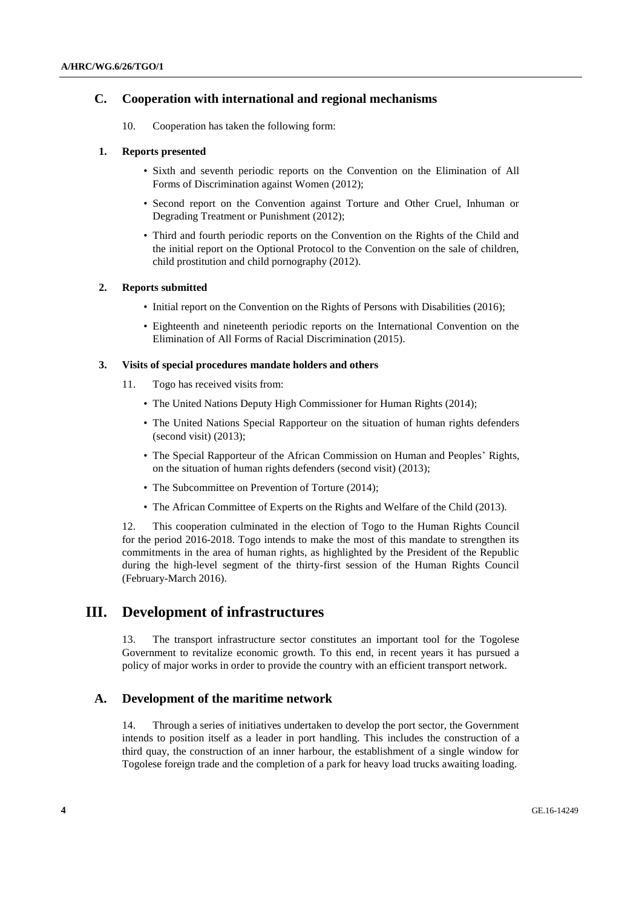## C. Cooperation with international and regional mechanisms

10. Cooperation has taken the following form:

### 1. Reports presented

- Sixth and seventh periodic reports on the Convention on the Elimination of All Forms of Discrimination against Women (2012);
- Second report on the Convention against Torture and Other Cruel, Inhuman or Degrading Treatment or Punishment (2012);
- Third and fourth periodic reports on the Convention on the Rights of the Child and the initial report on the Optional Protocol to the Convention on the sale of children, child prostitution and child pornography (2012).

### 2. Reports submitted

- Initial report on the Convention on the Rights of Persons with Disabilities (2016);
- Eighteenth and nineteenth periodic reports on the International Convention on the Elimination of All Forms of Racial Discrimination (2015).

### 3. Visits of special procedures mandate holders and others

11. Togo has received visits from:

- The United Nations Deputy High Commissioner for Human Rights (2014);
- The United Nations Special Rapporteur on the situation of human rights defenders (second visit) (2013);
- The Special Rapporteur of the African Commission on Human and Peoples' Rights, on the situation of human rights defenders (second visit) (2013);
- The Subcommittee on Prevention of Torture (2014);
- The African Committee of Experts on the Rights and Welfare of the Child (2013).

12. This cooperation culminated in the election of Togo to the Human Rights Council for the period 2016-2018. Togo intends to make the most of this mandate to strengthen its commitments in the area of human rights, as highlighted by the President of the Republic during the high-level segment of the thirty-first session of the Human Rights Council (February-March 2016).

# III. Development of infrastructures

13. The transport infrastructure sector constitutes an important tool for the Togolese Government to revitalize economic growth. To this end, in recent years it has pursued a policy of major works in order to provide the country with an efficient transport network.

## A. Development of the maritime network

14. Through a series of initiatives undertaken to develop the port sector, the Government intends to position itself as a leader in port handling. This includes the construction of a third quay, the construction of an inner harbour, the establishment of a single window for Togolese foreign trade and the completion of a park for heavy load trucks awaiting loading.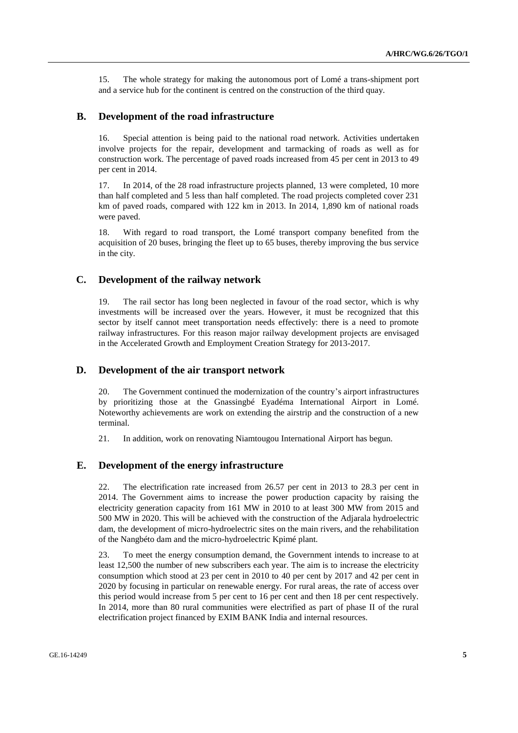15. The whole strategy for making the autonomous port of Lomé a trans-shipment port and a service hub for the continent is centred on the construction of the third quay.

## B. Development of the road infrastructure

16. Special attention is being paid to the national road network. Activities undertaken involve projects for the repair, development and tarmacking of roads as well as for construction work. The percentage of paved roads increased from 45 per cent in 2013 to 49 per cent in 2014.

17. In 2014, of the 28 road infrastructure projects planned, 13 were completed, 10 more than half completed and 5 less than half completed. The road projects completed cover 231 km of paved roads, compared with 122 km in 2013. In 2014, 1,890 km of national roads were paved.

18. With regard to road transport, the Lomé transport company benefited from the acquisition of 20 buses, bringing the fleet up to 65 buses, thereby improving the bus service in the city.

## C. Development of the railway network

19. The rail sector has long been neglected in favour of the road sector, which is why investments will be increased over the years. However, it must be recognized that this sector by itself cannot meet transportation needs effectively: there is a need to promote railway infrastructures. For this reason major railway development projects are envisaged in the Accelerated Growth and Employment Creation Strategy for 2013-2017.

## D. Development of the air transport network

20. The Government continued the modernization of the country's airport infrastructures by prioritizing those at the Gnassingbé Eyadéma International Airport in Lomé. Noteworthy achievements are work on extending the airstrip and the construction of a new terminal.

21. In addition, work on renovating Niamtougou International Airport has begun.

## E. Development of the energy infrastructure

22. The electrification rate increased from 26.57 per cent in 2013 to 28.3 per cent in 2014. The Government aims to increase the power production capacity by raising the electricity generation capacity from 161 MW in 2010 to at least 300 MW from 2015 and 500 MW in 2020. This will be achieved with the construction of the Adjarala hydroelectric dam, the development of micro-hydroelectric sites on the main rivers, and the rehabilitation of the Nangbéto dam and the micro-hydroelectric Kpimé plant.

23. To meet the energy consumption demand, the Government intends to increase to at least 12,500 the number of new subscribers each year. The aim is to increase the electricity consumption which stood at 23 per cent in 2010 to 40 per cent by 2017 and 42 per cent in 2020 by focusing in particular on renewable energy. For rural areas, the rate of access over this period would increase from 5 per cent to 16 per cent and then 18 per cent respectively. In 2014, more than 80 rural communities were electrified as part of phase II of the rural electrification project financed by EXIM BANK India and internal resources.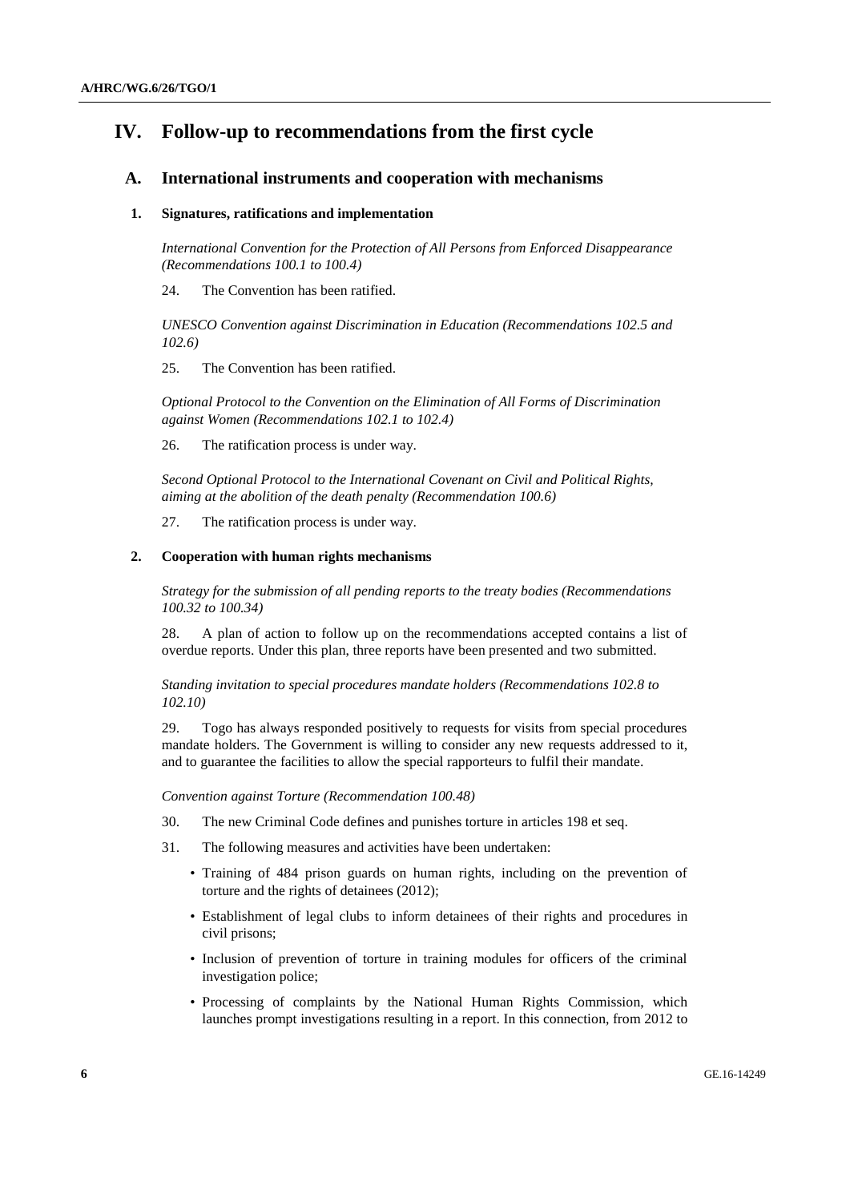# IV. Follow-up to recommendations from the first cycle

## A. International instruments and cooperation with mechanisms

### 1. Signatures, ratifications and implementation

*International Convention for the Protection of All Persons from Enforced Disappearance (Recommendations 100.1 to 100.4)*

24. The Convention has been ratified.

*UNESCO Convention against Discrimination in Education (Recommendations 102.5 and 102.6)*

25. The Convention has been ratified.

*Optional Protocol to the Convention on the Elimination of All Forms of Discrimination against Women (Recommendations 102.1 to 102.4)*

26. The ratification process is under way.

*Second Optional Protocol to the International Covenant on Civil and Political Rights, aiming at the abolition of the death penalty (Recommendation 100.6)*

27. The ratification process is under way.

### 2. Cooperation with human rights mechanisms

*Strategy for the submission of all pending reports to the treaty bodies (Recommendations 100.32 to 100.34)*

28. A plan of action to follow up on the recommendations accepted contains a list of overdue reports. Under this plan, three reports have been presented and two submitted.

*Standing invitation to special procedures mandate holders (Recommendations 102.8 to 102.10)*

29. Togo has always responded positively to requests for visits from special procedures mandate holders. The Government is willing to consider any new requests addressed to it, and to guarantee the facilities to allow the special rapporteurs to fulfil their mandate.

*Convention against Torture (Recommendation 100.48)*

30. The new Criminal Code defines and punishes torture in articles 198 et seq.

31. The following measures and activities have been undertaken:

- Training of 484 prison guards on human rights, including on the prevention of torture and the rights of detainees (2012);
- Establishment of legal clubs to inform detainees of their rights and procedures in civil prisons;
- Inclusion of prevention of torture in training modules for officers of the criminal investigation police;
- Processing of complaints by the National Human Rights Commission, which launches prompt investigations resulting in a report. In this connection, from 2012 to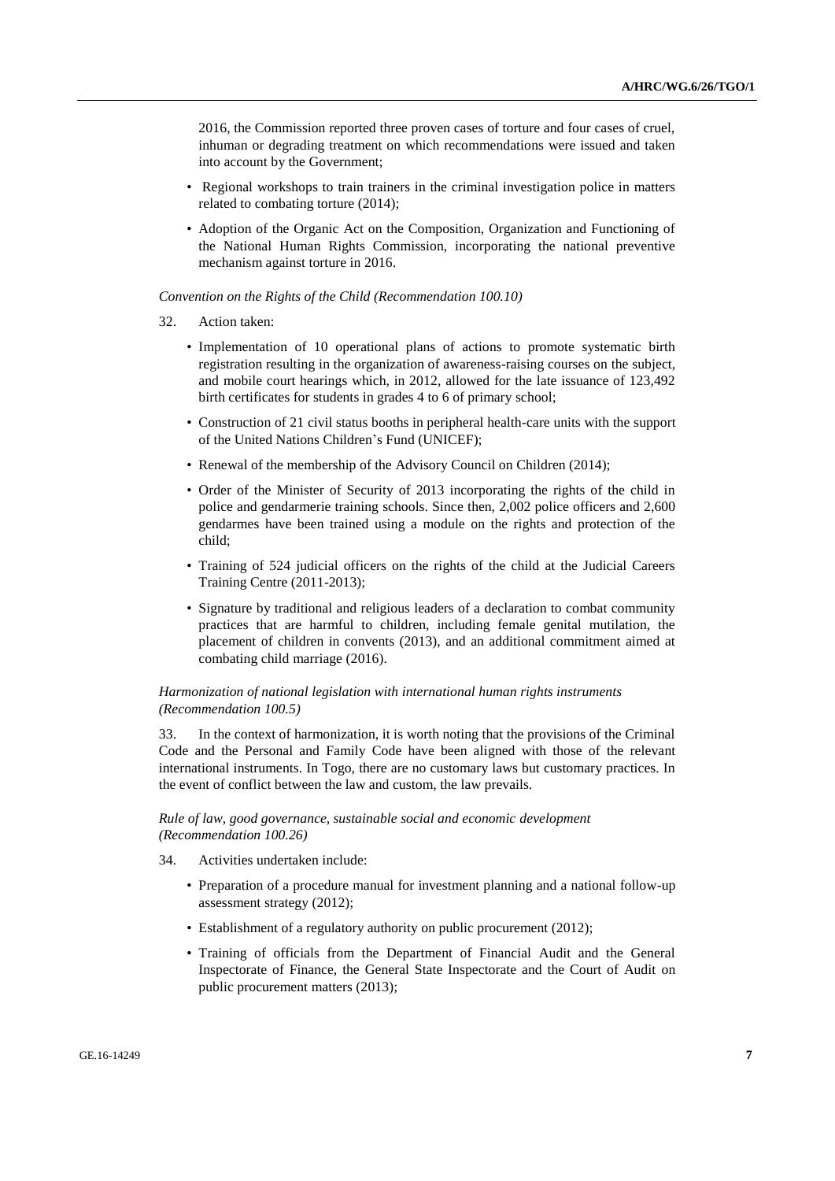2016, the Commission reported three proven cases of torture and four cases of cruel, inhuman or degrading treatment on which recommendations were issued and taken into account by the Government;

- Regional workshops to train trainers in the criminal investigation police in matters related to combating torture (2014);
- Adoption of the Organic Act on the Composition, Organization and Functioning of the National Human Rights Commission, incorporating the national preventive mechanism against torture in 2016.

*Convention on the Rights of the Child (Recommendation 100.10)*

32. Action taken:

- Implementation of 10 operational plans of actions to promote systematic birth registration resulting in the organization of awareness-raising courses on the subject, and mobile court hearings which, in 2012, allowed for the late issuance of 123,492 birth certificates for students in grades 4 to 6 of primary school;
- Construction of 21 civil status booths in peripheral health-care units with the support of the United Nations Children's Fund (UNICEF);
- Renewal of the membership of the Advisory Council on Children (2014);
- Order of the Minister of Security of 2013 incorporating the rights of the child in police and gendarmerie training schools. Since then, 2,002 police officers and 2,600 gendarmes have been trained using a module on the rights and protection of the child;
- Training of 524 judicial officers on the rights of the child at the Judicial Careers Training Centre (2011-2013);
- Signature by traditional and religious leaders of a declaration to combat community practices that are harmful to children, including female genital mutilation, the placement of children in convents (2013), and an additional commitment aimed at combating child marriage (2016).

*Harmonization of national legislation with international human rights instruments (Recommendation 100.5)*

33. In the context of harmonization, it is worth noting that the provisions of the Criminal Code and the Personal and Family Code have been aligned with those of the relevant international instruments. In Togo, there are no customary laws but customary practices. In the event of conflict between the law and custom, the law prevails.

*Rule of law, good governance, sustainable social and economic development (Recommendation 100.26)*

34. Activities undertaken include:

- Preparation of a procedure manual for investment planning and a national follow-up assessment strategy (2012);
- Establishment of a regulatory authority on public procurement (2012);
- Training of officials from the Department of Financial Audit and the General Inspectorate of Finance, the General State Inspectorate and the Court of Audit on public procurement matters (2013);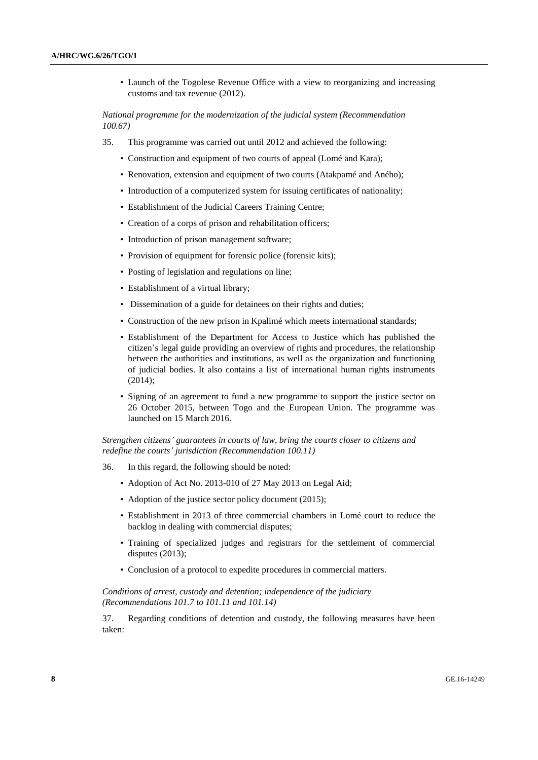- Launch of the Togolese Revenue Office with a view to reorganizing and increasing customs and tax revenue (2012).

*National programme for the modernization of the judicial system (Recommendation 100.67)*

35. This programme was carried out until 2012 and achieved the following:

- Construction and equipment of two courts of appeal (Lomé and Kara);
- Renovation, extension and equipment of two courts (Atakpamé and Aného);
- Introduction of a computerized system for issuing certificates of nationality;
- Establishment of the Judicial Careers Training Centre;
- Creation of a corps of prison and rehabilitation officers;
- Introduction of prison management software;
- Provision of equipment for forensic police (forensic kits);
- Posting of legislation and regulations on line;
- Establishment of a virtual library;
- Dissemination of a guide for detainees on their rights and duties;
- Construction of the new prison in Kpalimé which meets international standards;
- Establishment of the Department for Access to Justice which has published the citizen's legal guide providing an overview of rights and procedures, the relationship between the authorities and institutions, as well as the organization and functioning of judicial bodies. It also contains a list of international human rights instruments (2014);
- Signing of an agreement to fund a new programme to support the justice sector on 26 October 2015, between Togo and the European Union. The programme was launched on 15 March 2016.

*Strengthen citizens' guarantees in courts of law, bring the courts closer to citizens and redefine the courts' jurisdiction (Recommendation 100.11)*

36. In this regard, the following should be noted:

- Adoption of Act No. 2013-010 of 27 May 2013 on Legal Aid;
- Adoption of the justice sector policy document (2015);
- Establishment in 2013 of three commercial chambers in Lomé court to reduce the backlog in dealing with commercial disputes;
- Training of specialized judges and registrars for the settlement of commercial disputes (2013);
- Conclusion of a protocol to expedite procedures in commercial matters.

*Conditions of arrest, custody and detention; independence of the judiciary (Recommendations 101.7 to 101.11 and 101.14)*

37. Regarding conditions of detention and custody, the following measures have been taken: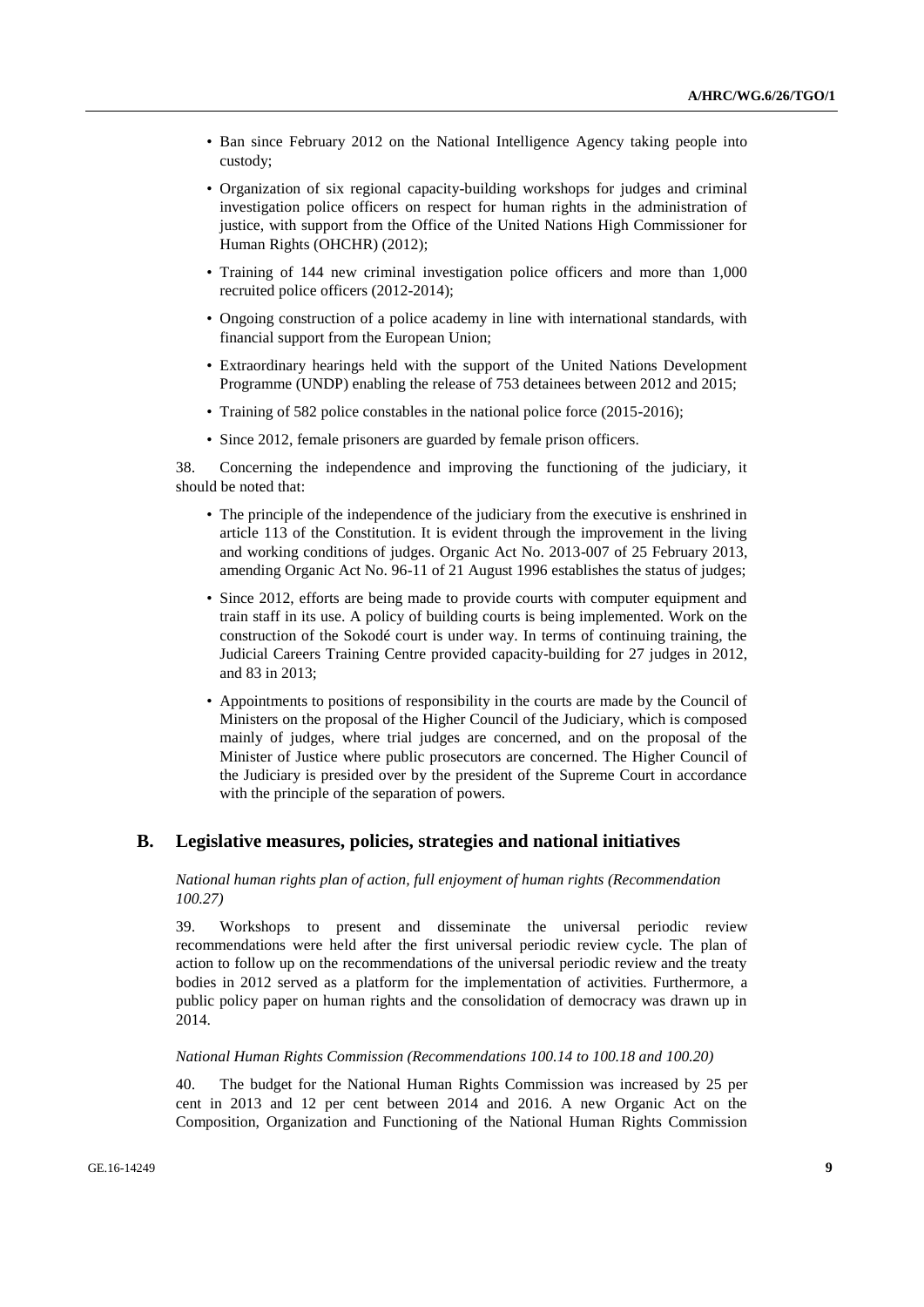- Ban since February 2012 on the National Intelligence Agency taking people into custody;
- Organization of six regional capacity-building workshops for judges and criminal investigation police officers on respect for human rights in the administration of justice, with support from the Office of the United Nations High Commissioner for Human Rights (OHCHR) (2012);
- Training of 144 new criminal investigation police officers and more than 1,000 recruited police officers (2012-2014);
- Ongoing construction of a police academy in line with international standards, with financial support from the European Union;
- Extraordinary hearings held with the support of the United Nations Development Programme (UNDP) enabling the release of 753 detainees between 2012 and 2015;
- Training of 582 police constables in the national police force (2015-2016);
- Since 2012, female prisoners are guarded by female prison officers.

38. Concerning the independence and improving the functioning of the judiciary, it should be noted that:

- The principle of the independence of the judiciary from the executive is enshrined in article 113 of the Constitution. It is evident through the improvement in the living and working conditions of judges. Organic Act No. 2013-007 of 25 February 2013, amending Organic Act No. 96-11 of 21 August 1996 establishes the status of judges;
- Since 2012, efforts are being made to provide courts with computer equipment and train staff in its use. A policy of building courts is being implemented. Work on the construction of the Sokodé court is under way. In terms of continuing training, the Judicial Careers Training Centre provided capacity-building for 27 judges in 2012, and 83 in 2013;
- Appointments to positions of responsibility in the courts are made by the Council of Ministers on the proposal of the Higher Council of the Judiciary, which is composed mainly of judges, where trial judges are concerned, and on the proposal of the Minister of Justice where public prosecutors are concerned. The Higher Council of the Judiciary is presided over by the president of the Supreme Court in accordance with the principle of the separation of powers.

## B. Legislative measures, policies, strategies and national initiatives

*National human rights plan of action, full enjoyment of human rights (Recommendation 100.27)*

39. Workshops to present and disseminate the universal periodic review recommendations were held after the first universal periodic review cycle. The plan of action to follow up on the recommendations of the universal periodic review and the treaty bodies in 2012 served as a platform for the implementation of activities. Furthermore, a public policy paper on human rights and the consolidation of democracy was drawn up in 2014.

*National Human Rights Commission (Recommendations 100.14 to 100.18 and 100.20)*

40. The budget for the National Human Rights Commission was increased by 25 per cent in 2013 and 12 per cent between 2014 and 2016. A new Organic Act on the Composition, Organization and Functioning of the National Human Rights Commission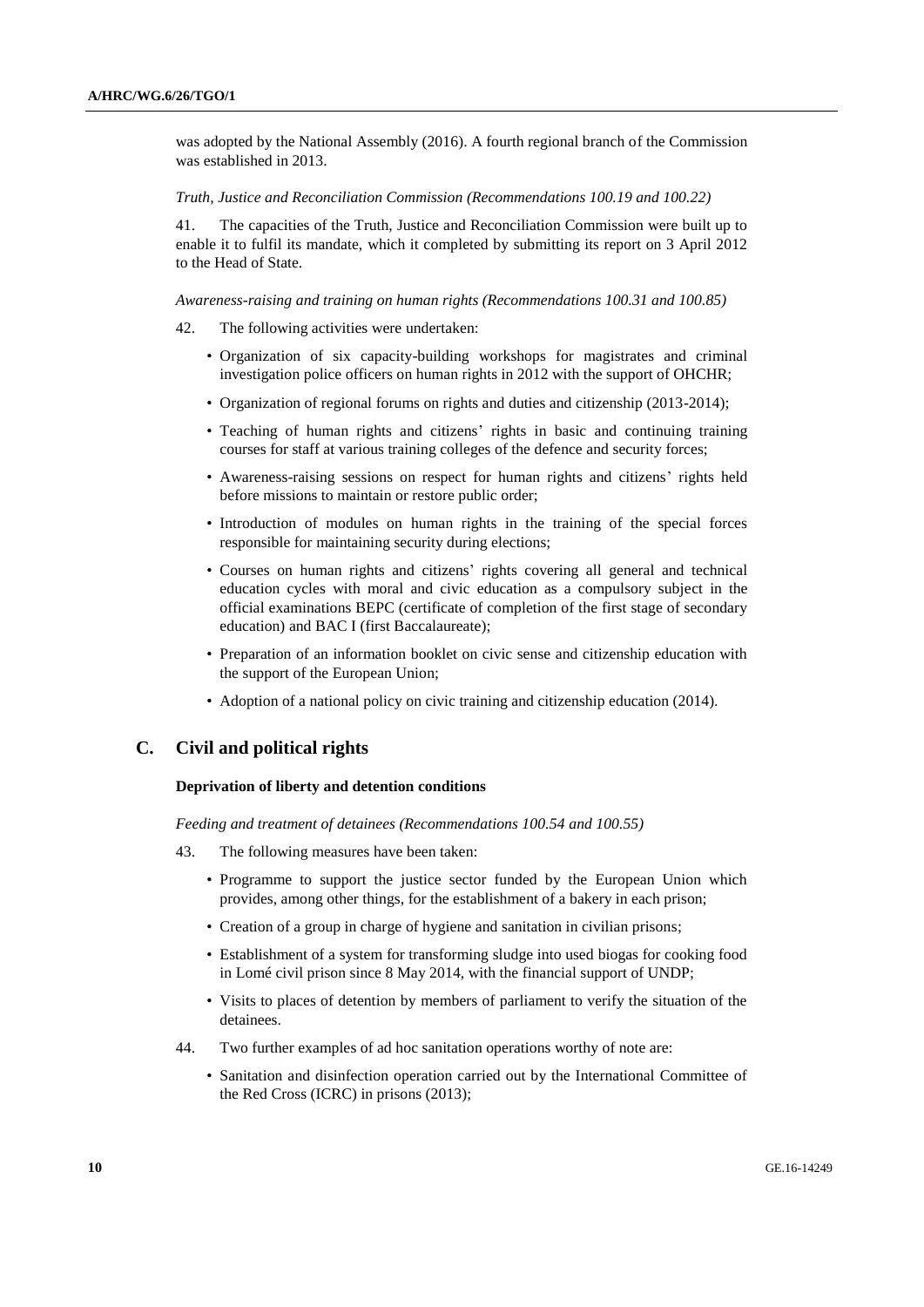was adopted by the National Assembly (2016). A fourth regional branch of the Commission was established in 2013.

*Truth, Justice and Reconciliation Commission (Recommendations 100.19 and 100.22)*

41. The capacities of the Truth, Justice and Reconciliation Commission were built up to enable it to fulfil its mandate, which it completed by submitting its report on 3 April 2012 to the Head of State.

*Awareness-raising and training on human rights (Recommendations 100.31 and 100.85)*

42. The following activities were undertaken:

- Organization of six capacity-building workshops for magistrates and criminal investigation police officers on human rights in 2012 with the support of OHCHR;
- Organization of regional forums on rights and duties and citizenship (2013-2014);
- Teaching of human rights and citizens' rights in basic and continuing training courses for staff at various training colleges of the defence and security forces;
- Awareness-raising sessions on respect for human rights and citizens' rights held before missions to maintain or restore public order;
- Introduction of modules on human rights in the training of the special forces responsible for maintaining security during elections;
- Courses on human rights and citizens' rights covering all general and technical education cycles with moral and civic education as a compulsory subject in the official examinations BEPC (certificate of completion of the first stage of secondary education) and BAC I (first Baccalaureate);
- Preparation of an information booklet on civic sense and citizenship education with the support of the European Union;
- Adoption of a national policy on civic training and citizenship education (2014).

## C. Civil and political rights

### Deprivation of liberty and detention conditions

*Feeding and treatment of detainees (Recommendations 100.54 and 100.55)*

43. The following measures have been taken:

- Programme to support the justice sector funded by the European Union which provides, among other things, for the establishment of a bakery in each prison;
- Creation of a group in charge of hygiene and sanitation in civilian prisons;
- Establishment of a system for transforming sludge into used biogas for cooking food in Lomé civil prison since 8 May 2014, with the financial support of UNDP;
- Visits to places of detention by members of parliament to verify the situation of the detainees.

44. Two further examples of ad hoc sanitation operations worthy of note are:

- Sanitation and disinfection operation carried out by the International Committee of the Red Cross (ICRC) in prisons (2013);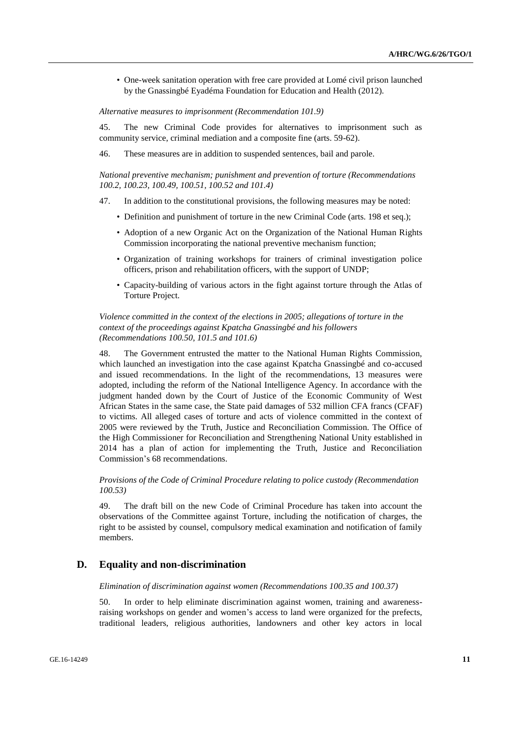- One-week sanitation operation with free care provided at Lomé civil prison launched by the Gnassingbé Eyadéma Foundation for Education and Health (2012).

*Alternative measures to imprisonment (Recommendation 101.9)*

45. The new Criminal Code provides for alternatives to imprisonment such as community service, criminal mediation and a composite fine (arts. 59-62).

46. These measures are in addition to suspended sentences, bail and parole.

*National preventive mechanism; punishment and prevention of torture (Recommendations 100.2, 100.23, 100.49, 100.51, 100.52 and 101.4)*

47. In addition to the constitutional provisions, the following measures may be noted:

- Definition and punishment of torture in the new Criminal Code (arts. 198 et seq.);
- Adoption of a new Organic Act on the Organization of the National Human Rights Commission incorporating the national preventive mechanism function;
- Organization of training workshops for trainers of criminal investigation police officers, prison and rehabilitation officers, with the support of UNDP;
- Capacity-building of various actors in the fight against torture through the Atlas of Torture Project.

*Violence committed in the context of the elections in 2005; allegations of torture in the context of the proceedings against Kpatcha Gnassingbé and his followers (Recommendations 100.50, 101.5 and 101.6)*

48. The Government entrusted the matter to the National Human Rights Commission, which launched an investigation into the case against Kpatcha Gnassingbé and co-accused and issued recommendations. In the light of the recommendations, 13 measures were adopted, including the reform of the National Intelligence Agency. In accordance with the judgment handed down by the Court of Justice of the Economic Community of West African States in the same case, the State paid damages of 532 million CFA francs (CFAF) to victims. All alleged cases of torture and acts of violence committed in the context of 2005 were reviewed by the Truth, Justice and Reconciliation Commission. The Office of the High Commissioner for Reconciliation and Strengthening National Unity established in 2014 has a plan of action for implementing the Truth, Justice and Reconciliation Commission's 68 recommendations.

*Provisions of the Code of Criminal Procedure relating to police custody (Recommendation 100.53)*

49. The draft bill on the new Code of Criminal Procedure has taken into account the observations of the Committee against Torture, including the notification of charges, the right to be assisted by counsel, compulsory medical examination and notification of family members.

## D. Equality and non-discrimination

*Elimination of discrimination against women (Recommendations 100.35 and 100.37)*

50. In order to help eliminate discrimination against women, training and awareness-raising workshops on gender and women's access to land were organized for the prefects, traditional leaders, religious authorities, landowners and other key actors in local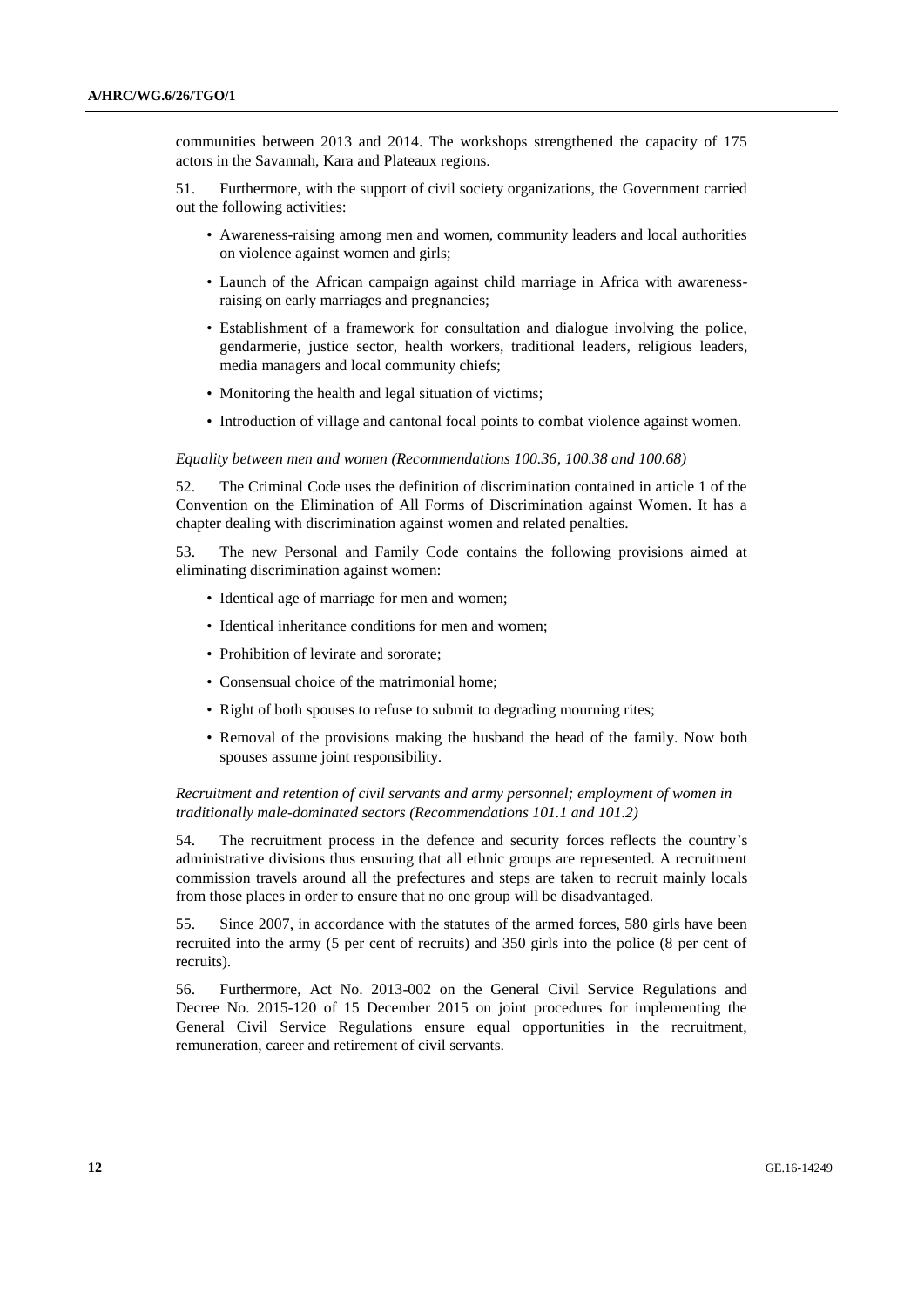communities between 2013 and 2014. The workshops strengthened the capacity of 175 actors in the Savannah, Kara and Plateaux regions.

51. Furthermore, with the support of civil society organizations, the Government carried out the following activities:

- Awareness-raising among men and women, community leaders and local authorities on violence against women and girls;
- Launch of the African campaign against child marriage in Africa with awareness-raising on early marriages and pregnancies;
- Establishment of a framework for consultation and dialogue involving the police, gendarmerie, justice sector, health workers, traditional leaders, religious leaders, media managers and local community chiefs;
- Monitoring the health and legal situation of victims;
- Introduction of village and cantonal focal points to combat violence against women.

*Equality between men and women (Recommendations 100.36, 100.38 and 100.68)*

52. The Criminal Code uses the definition of discrimination contained in article 1 of the Convention on the Elimination of All Forms of Discrimination against Women. It has a chapter dealing with discrimination against women and related penalties.

53. The new Personal and Family Code contains the following provisions aimed at eliminating discrimination against women:

- Identical age of marriage for men and women;
- Identical inheritance conditions for men and women;
- Prohibition of levirate and sororate;
- Consensual choice of the matrimonial home;
- Right of both spouses to refuse to submit to degrading mourning rites;
- Removal of the provisions making the husband the head of the family. Now both spouses assume joint responsibility.

*Recruitment and retention of civil servants and army personnel; employment of women in traditionally male-dominated sectors (Recommendations 101.1 and 101.2)*

54. The recruitment process in the defence and security forces reflects the country's administrative divisions thus ensuring that all ethnic groups are represented. A recruitment commission travels around all the prefectures and steps are taken to recruit mainly locals from those places in order to ensure that no one group will be disadvantaged.

55. Since 2007, in accordance with the statutes of the armed forces, 580 girls have been recruited into the army (5 per cent of recruits) and 350 girls into the police (8 per cent of recruits).

56. Furthermore, Act No. 2013-002 on the General Civil Service Regulations and Decree No. 2015-120 of 15 December 2015 on joint procedures for implementing the General Civil Service Regulations ensure equal opportunities in the recruitment, remuneration, career and retirement of civil servants.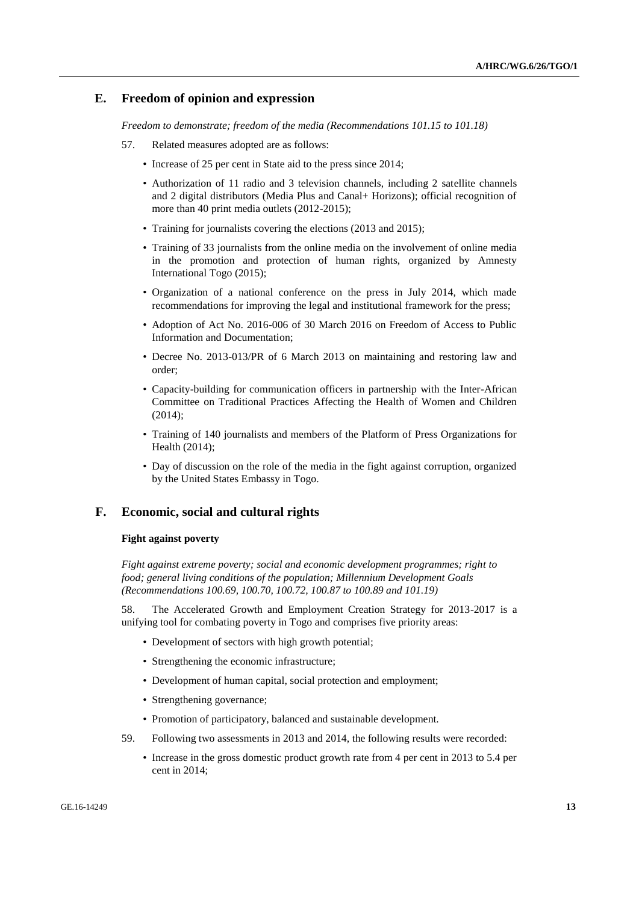## E. Freedom of opinion and expression

*Freedom to demonstrate; freedom of the media (Recommendations 101.15 to 101.18)*

57. Related measures adopted are as follows:

- Increase of 25 per cent in State aid to the press since 2014;
- Authorization of 11 radio and 3 television channels, including 2 satellite channels and 2 digital distributors (Media Plus and Canal+ Horizons); official recognition of more than 40 print media outlets (2012-2015);
- Training for journalists covering the elections (2013 and 2015);
- Training of 33 journalists from the online media on the involvement of online media in the promotion and protection of human rights, organized by Amnesty International Togo (2015);
- Organization of a national conference on the press in July 2014, which made recommendations for improving the legal and institutional framework for the press;
- Adoption of Act No. 2016-006 of 30 March 2016 on Freedom of Access to Public Information and Documentation;
- Decree No. 2013-013/PR of 6 March 2013 on maintaining and restoring law and order;
- Capacity-building for communication officers in partnership with the Inter-African Committee on Traditional Practices Affecting the Health of Women and Children (2014);
- Training of 140 journalists and members of the Platform of Press Organizations for Health (2014);
- Day of discussion on the role of the media in the fight against corruption, organized by the United States Embassy in Togo.

## F. Economic, social and cultural rights

### Fight against poverty

*Fight against extreme poverty; social and economic development programmes; right to food; general living conditions of the population; Millennium Development Goals (Recommendations 100.69, 100.70, 100.72, 100.87 to 100.89 and 101.19)*

58. The Accelerated Growth and Employment Creation Strategy for 2013-2017 is a unifying tool for combating poverty in Togo and comprises five priority areas:

- Development of sectors with high growth potential;
- Strengthening the economic infrastructure;
- Development of human capital, social protection and employment;
- Strengthening governance;
- Promotion of participatory, balanced and sustainable development.

59. Following two assessments in 2013 and 2014, the following results were recorded:

- Increase in the gross domestic product growth rate from 4 per cent in 2013 to 5.4 per cent in 2014;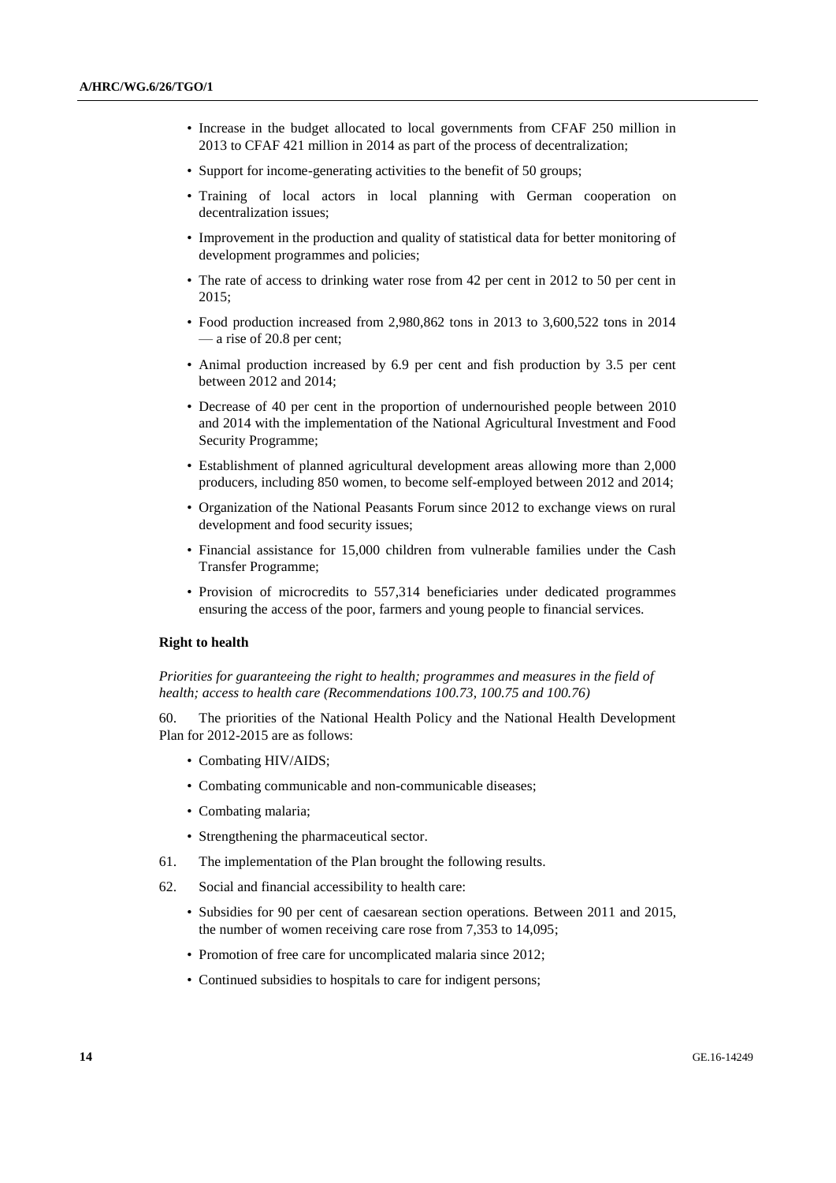- Increase in the budget allocated to local governments from CFAF 250 million in 2013 to CFAF 421 million in 2014 as part of the process of decentralization;
- Support for income-generating activities to the benefit of 50 groups;
- Training of local actors in local planning with German cooperation on decentralization issues;
- Improvement in the production and quality of statistical data for better monitoring of development programmes and policies;
- The rate of access to drinking water rose from 42 per cent in 2012 to 50 per cent in 2015;
- Food production increased from 2,980,862 tons in 2013 to 3,600,522 tons in 2014 — a rise of 20.8 per cent;
- Animal production increased by 6.9 per cent and fish production by 3.5 per cent between 2012 and 2014;
- Decrease of 40 per cent in the proportion of undernourished people between 2010 and 2014 with the implementation of the National Agricultural Investment and Food Security Programme;
- Establishment of planned agricultural development areas allowing more than 2,000 producers, including 850 women, to become self-employed between 2012 and 2014;
- Organization of the National Peasants Forum since 2012 to exchange views on rural development and food security issues;
- Financial assistance for 15,000 children from vulnerable families under the Cash Transfer Programme;
- Provision of microcredits to 557,314 beneficiaries under dedicated programmes ensuring the access of the poor, farmers and young people to financial services.

### Right to health

*Priorities for guaranteeing the right to health; programmes and measures in the field of health; access to health care (Recommendations 100.73, 100.75 and 100.76)*

60. The priorities of the National Health Policy and the National Health Development Plan for 2012-2015 are as follows:

- Combating HIV/AIDS;
- Combating communicable and non-communicable diseases;
- Combating malaria;
- Strengthening the pharmaceutical sector.

61. The implementation of the Plan brought the following results.

62. Social and financial accessibility to health care:

- Subsidies for 90 per cent of caesarean section operations. Between 2011 and 2015, the number of women receiving care rose from 7,353 to 14,095;
- Promotion of free care for uncomplicated malaria since 2012;
- Continued subsidies to hospitals to care for indigent persons;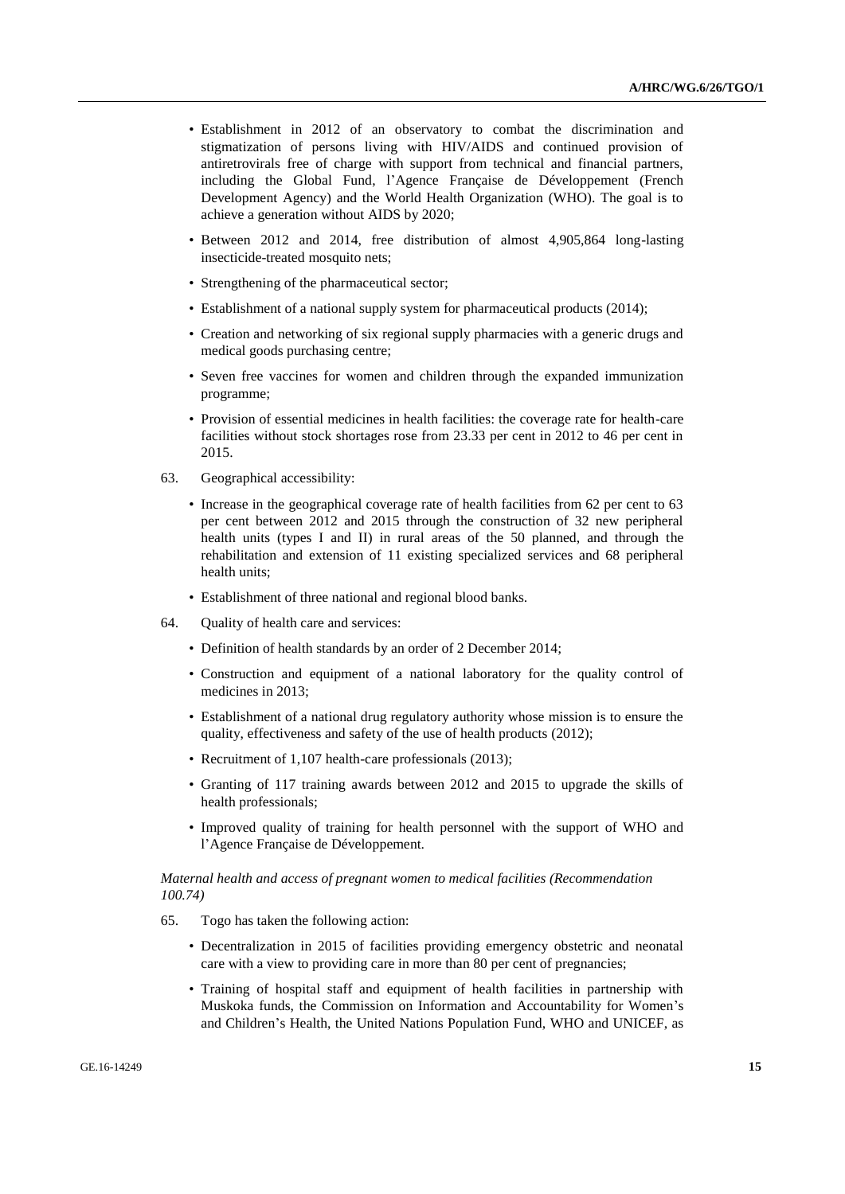- Establishment in 2012 of an observatory to combat the discrimination and stigmatization of persons living with HIV/AIDS and continued provision of antiretrovirals free of charge with support from technical and financial partners, including the Global Fund, l'Agence Française de Développement (French Development Agency) and the World Health Organization (WHO). The goal is to achieve a generation without AIDS by 2020;
- Between 2012 and 2014, free distribution of almost 4,905,864 long-lasting insecticide-treated mosquito nets;
- Strengthening of the pharmaceutical sector;
- Establishment of a national supply system for pharmaceutical products (2014);
- Creation and networking of six regional supply pharmacies with a generic drugs and medical goods purchasing centre;
- Seven free vaccines for women and children through the expanded immunization programme;
- Provision of essential medicines in health facilities: the coverage rate for health-care facilities without stock shortages rose from 23.33 per cent in 2012 to 46 per cent in 2015.

63. Geographical accessibility:

- Increase in the geographical coverage rate of health facilities from 62 per cent to 63 per cent between 2012 and 2015 through the construction of 32 new peripheral health units (types I and II) in rural areas of the 50 planned, and through the rehabilitation and extension of 11 existing specialized services and 68 peripheral health units;
- Establishment of three national and regional blood banks.

64. Quality of health care and services:

- Definition of health standards by an order of 2 December 2014;
- Construction and equipment of a national laboratory for the quality control of medicines in 2013;
- Establishment of a national drug regulatory authority whose mission is to ensure the quality, effectiveness and safety of the use of health products (2012);
- Recruitment of 1,107 health-care professionals (2013);
- Granting of 117 training awards between 2012 and 2015 to upgrade the skills of health professionals;
- Improved quality of training for health personnel with the support of WHO and l'Agence Française de Développement.

*Maternal health and access of pregnant women to medical facilities (Recommendation 100.74)*

65. Togo has taken the following action:

- Decentralization in 2015 of facilities providing emergency obstetric and neonatal care with a view to providing care in more than 80 per cent of pregnancies;
- Training of hospital staff and equipment of health facilities in partnership with Muskoka funds, the Commission on Information and Accountability for Women's and Children's Health, the United Nations Population Fund, WHO and UNICEF, as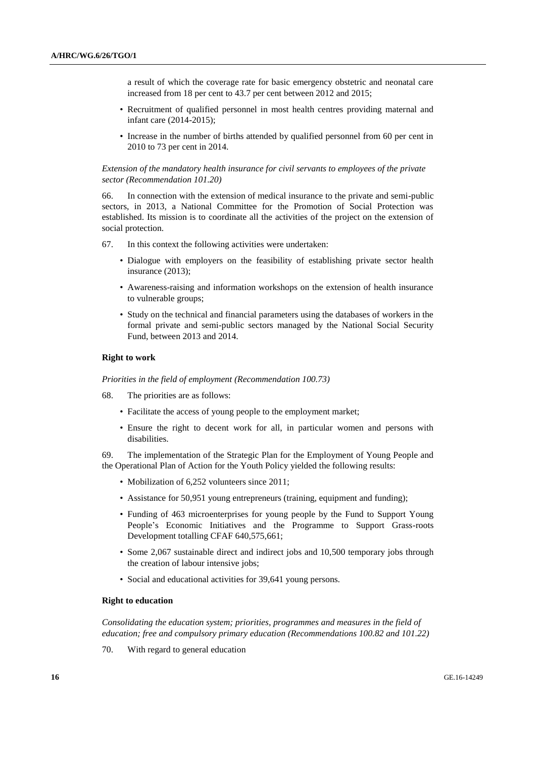a result of which the coverage rate for basic emergency obstetric and neonatal care increased from 18 per cent to 43.7 per cent between 2012 and 2015;

- Recruitment of qualified personnel in most health centres providing maternal and infant care (2014-2015);
- Increase in the number of births attended by qualified personnel from 60 per cent in 2010 to 73 per cent in 2014.

*Extension of the mandatory health insurance for civil servants to employees of the private sector (Recommendation 101.20)*

66. In connection with the extension of medical insurance to the private and semi-public sectors, in 2013, a National Committee for the Promotion of Social Protection was established. Its mission is to coordinate all the activities of the project on the extension of social protection.

67. In this context the following activities were undertaken:

- Dialogue with employers on the feasibility of establishing private sector health insurance (2013);
- Awareness-raising and information workshops on the extension of health insurance to vulnerable groups;
- Study on the technical and financial parameters using the databases of workers in the formal private and semi-public sectors managed by the National Social Security Fund, between 2013 and 2014.

**Right to work**

*Priorities in the field of employment (Recommendation 100.73)*

68. The priorities are as follows:

- Facilitate the access of young people to the employment market;
- Ensure the right to decent work for all, in particular women and persons with disabilities.

69. The implementation of the Strategic Plan for the Employment of Young People and the Operational Plan of Action for the Youth Policy yielded the following results:

- Mobilization of 6,252 volunteers since 2011;
- Assistance for 50,951 young entrepreneurs (training, equipment and funding);
- Funding of 463 microenterprises for young people by the Fund to Support Young People's Economic Initiatives and the Programme to Support Grass-roots Development totalling CFAF 640,575,661;
- Some 2,067 sustainable direct and indirect jobs and 10,500 temporary jobs through the creation of labour intensive jobs;
- Social and educational activities for 39,641 young persons.

**Right to education**

*Consolidating the education system; priorities, programmes and measures in the field of education; free and compulsory primary education (Recommendations 100.82 and 101.22)*

70. With regard to general education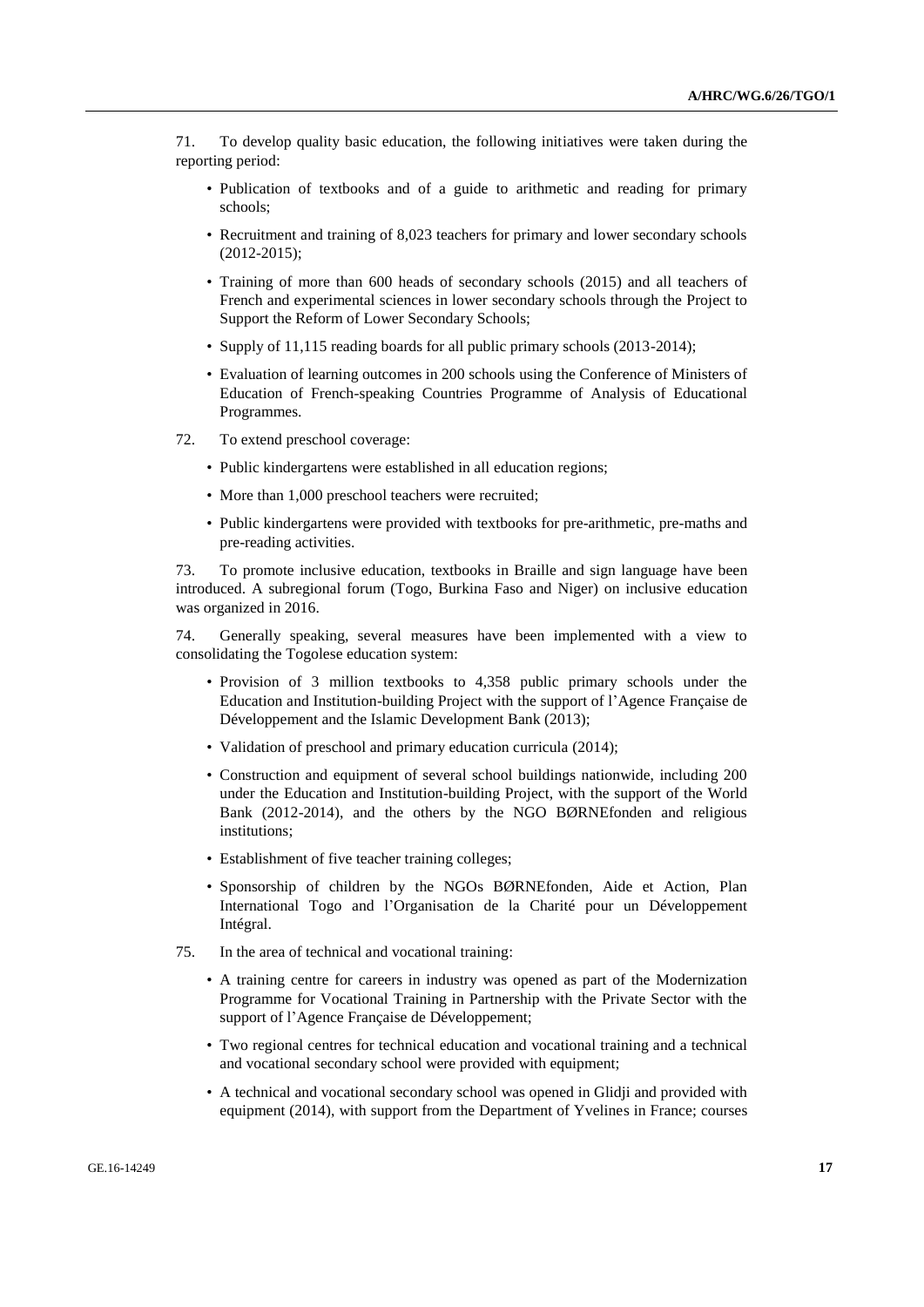71. To develop quality basic education, the following initiatives were taken during the reporting period:

- Publication of textbooks and of a guide to arithmetic and reading for primary schools;
- Recruitment and training of 8,023 teachers for primary and lower secondary schools (2012-2015);
- Training of more than 600 heads of secondary schools (2015) and all teachers of French and experimental sciences in lower secondary schools through the Project to Support the Reform of Lower Secondary Schools;
- Supply of 11,115 reading boards for all public primary schools (2013-2014);
- Evaluation of learning outcomes in 200 schools using the Conference of Ministers of Education of French-speaking Countries Programme of Analysis of Educational Programmes.

72. To extend preschool coverage:

- Public kindergartens were established in all education regions;
- More than 1,000 preschool teachers were recruited;
- Public kindergartens were provided with textbooks for pre-arithmetic, pre-maths and pre-reading activities.

73. To promote inclusive education, textbooks in Braille and sign language have been introduced. A subregional forum (Togo, Burkina Faso and Niger) on inclusive education was organized in 2016.

74. Generally speaking, several measures have been implemented with a view to consolidating the Togolese education system:

- Provision of 3 million textbooks to 4,358 public primary schools under the Education and Institution-building Project with the support of l'Agence Française de Développement and the Islamic Development Bank (2013);
- Validation of preschool and primary education curricula (2014);
- Construction and equipment of several school buildings nationwide, including 200 under the Education and Institution-building Project, with the support of the World Bank (2012-2014), and the others by the NGO BØRNEfonden and religious institutions;
- Establishment of five teacher training colleges;
- Sponsorship of children by the NGOs BØRNEfonden, Aide et Action, Plan International Togo and l'Organisation de la Charité pour un Développement Intégral.

75. In the area of technical and vocational training:

- A training centre for careers in industry was opened as part of the Modernization Programme for Vocational Training in Partnership with the Private Sector with the support of l'Agence Française de Développement;
- Two regional centres for technical education and vocational training and a technical and vocational secondary school were provided with equipment;
- A technical and vocational secondary school was opened in Glidji and provided with equipment (2014), with support from the Department of Yvelines in France; courses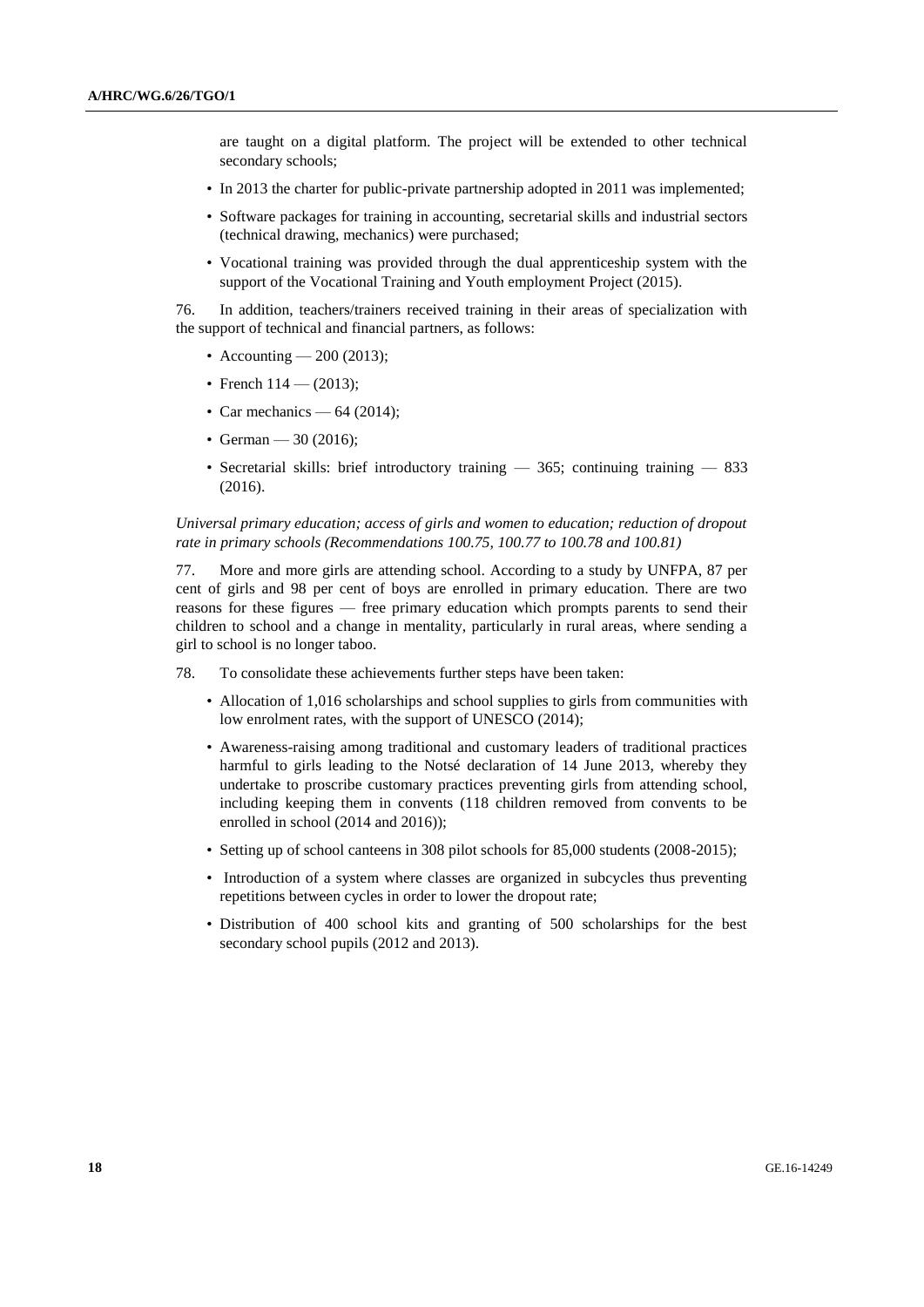are taught on a digital platform. The project will be extended to other technical secondary schools;

- In 2013 the charter for public-private partnership adopted in 2011 was implemented;
- Software packages for training in accounting, secretarial skills and industrial sectors (technical drawing, mechanics) were purchased;
- Vocational training was provided through the dual apprenticeship system with the support of the Vocational Training and Youth employment Project (2015).

76. In addition, teachers/trainers received training in their areas of specialization with the support of technical and financial partners, as follows:

- Accounting — 200 (2013);
- French 114 — (2013);
- Car mechanics — 64 (2014);
- German — 30 (2016);
- Secretarial skills: brief introductory training — 365; continuing training — 833 (2016).

*Universal primary education; access of girls and women to education; reduction of dropout rate in primary schools (Recommendations 100.75, 100.77 to 100.78 and 100.81)*

77. More and more girls are attending school. According to a study by UNFPA, 87 per cent of girls and 98 per cent of boys are enrolled in primary education. There are two reasons for these figures — free primary education which prompts parents to send their children to school and a change in mentality, particularly in rural areas, where sending a girl to school is no longer taboo.

78. To consolidate these achievements further steps have been taken:

- Allocation of 1,016 scholarships and school supplies to girls from communities with low enrolment rates, with the support of UNESCO (2014);
- Awareness-raising among traditional and customary leaders of traditional practices harmful to girls leading to the Notsé declaration of 14 June 2013, whereby they undertake to proscribe customary practices preventing girls from attending school, including keeping them in convents (118 children removed from convents to be enrolled in school (2014 and 2016));
- Setting up of school canteens in 308 pilot schools for 85,000 students (2008-2015);
- Introduction of a system where classes are organized in subcycles thus preventing repetitions between cycles in order to lower the dropout rate;
- Distribution of 400 school kits and granting of 500 scholarships for the best secondary school pupils (2012 and 2013).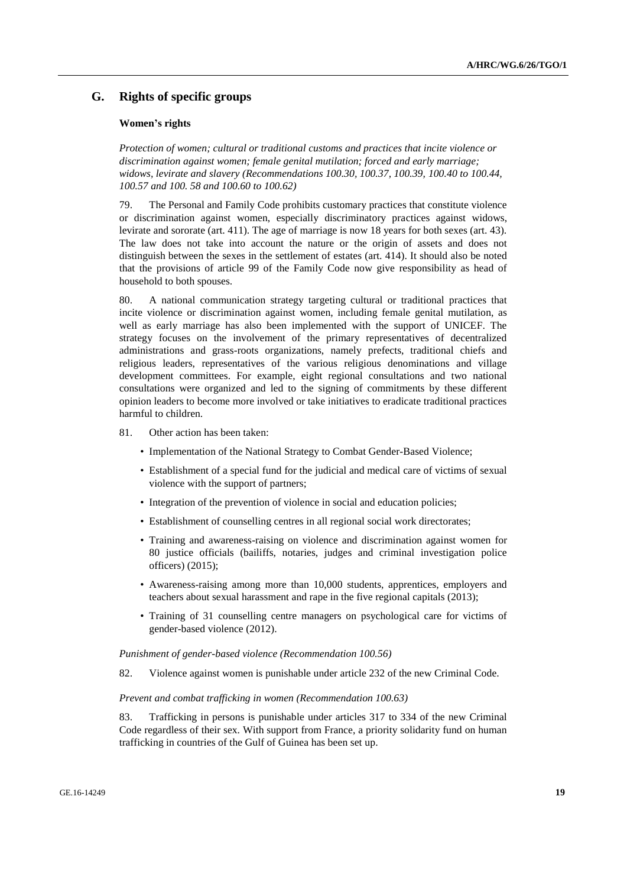## G. Rights of specific groups

### Women's rights

*Protection of women; cultural or traditional customs and practices that incite violence or discrimination against women; female genital mutilation; forced and early marriage; widows, levirate and slavery (Recommendations 100.30, 100.37, 100.39, 100.40 to 100.44, 100.57 and 100. 58 and 100.60 to 100.62)*

79. The Personal and Family Code prohibits customary practices that constitute violence or discrimination against women, especially discriminatory practices against widows, levirate and sororate (art. 411). The age of marriage is now 18 years for both sexes (art. 43). The law does not take into account the nature or the origin of assets and does not distinguish between the sexes in the settlement of estates (art. 414). It should also be noted that the provisions of article 99 of the Family Code now give responsibility as head of household to both spouses.

80. A national communication strategy targeting cultural or traditional practices that incite violence or discrimination against women, including female genital mutilation, as well as early marriage has also been implemented with the support of UNICEF. The strategy focuses on the involvement of the primary representatives of decentralized administrations and grass-roots organizations, namely prefects, traditional chiefs and religious leaders, representatives of the various religious denominations and village development committees. For example, eight regional consultations and two national consultations were organized and led to the signing of commitments by these different opinion leaders to become more involved or take initiatives to eradicate traditional practices harmful to children.

81. Other action has been taken:

- Implementation of the National Strategy to Combat Gender-Based Violence;
- Establishment of a special fund for the judicial and medical care of victims of sexual violence with the support of partners;
- Integration of the prevention of violence in social and education policies;
- Establishment of counselling centres in all regional social work directorates;
- Training and awareness-raising on violence and discrimination against women for 80 justice officials (bailiffs, notaries, judges and criminal investigation police officers) (2015);
- Awareness-raising among more than 10,000 students, apprentices, employers and teachers about sexual harassment and rape in the five regional capitals (2013);
- Training of 31 counselling centre managers on psychological care for victims of gender-based violence (2012).

*Punishment of gender-based violence (Recommendation 100.56)*

82. Violence against women is punishable under article 232 of the new Criminal Code.

*Prevent and combat trafficking in women (Recommendation 100.63)*

83. Trafficking in persons is punishable under articles 317 to 334 of the new Criminal Code regardless of their sex. With support from France, a priority solidarity fund on human trafficking in countries of the Gulf of Guinea has been set up.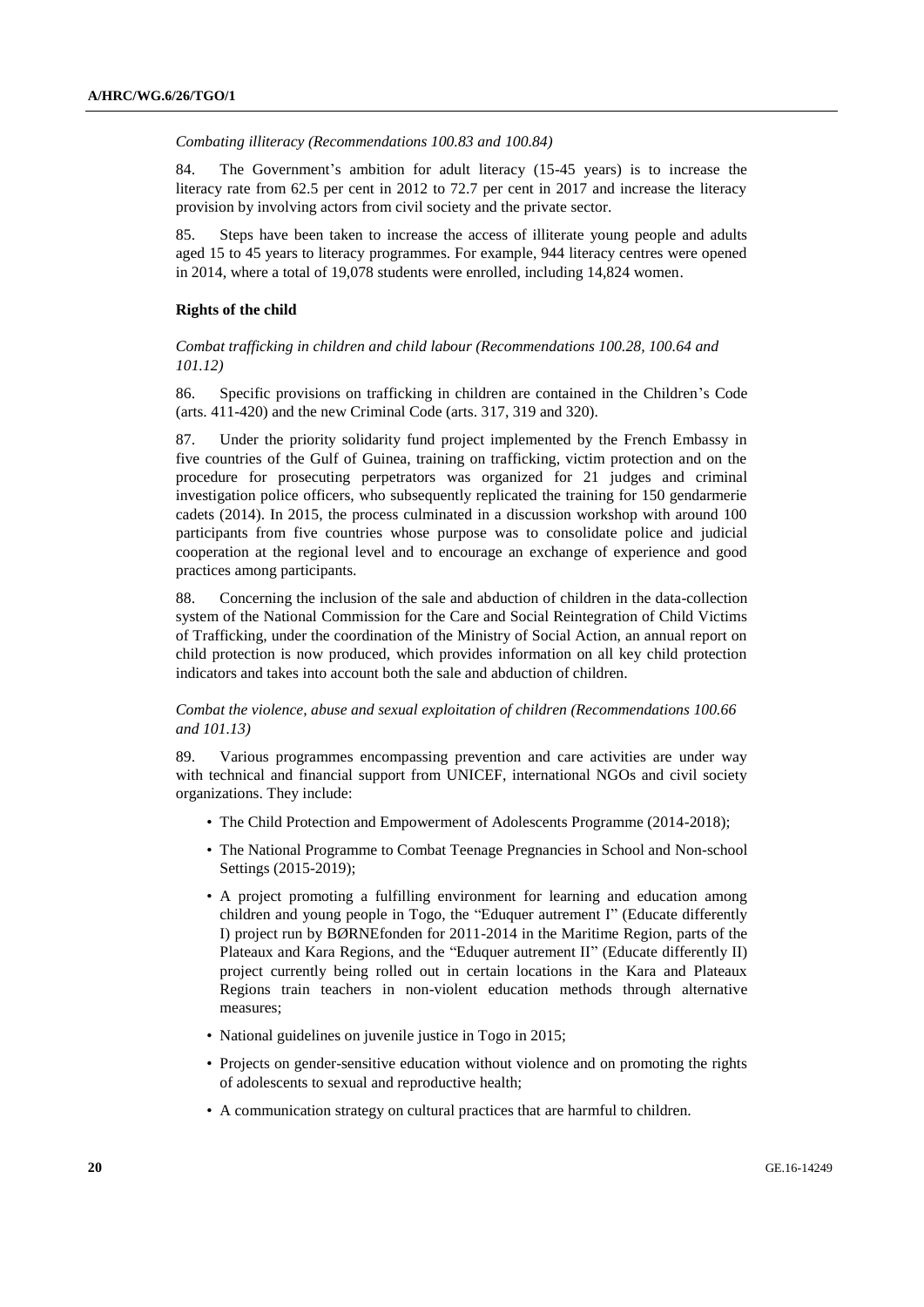*Combating illiteracy (Recommendations 100.83 and 100.84)*

84. The Government's ambition for adult literacy (15-45 years) is to increase the literacy rate from 62.5 per cent in 2012 to 72.7 per cent in 2017 and increase the literacy provision by involving actors from civil society and the private sector.

85. Steps have been taken to increase the access of illiterate young people and adults aged 15 to 45 years to literacy programmes. For example, 944 literacy centres were opened in 2014, where a total of 19,078 students were enrolled, including 14,824 women.

**Rights of the child**

*Combat trafficking in children and child labour (Recommendations 100.28, 100.64 and 101.12)*

86. Specific provisions on trafficking in children are contained in the Children's Code (arts. 411-420) and the new Criminal Code (arts. 317, 319 and 320).

87. Under the priority solidarity fund project implemented by the French Embassy in five countries of the Gulf of Guinea, training on trafficking, victim protection and on the procedure for prosecuting perpetrators was organized for 21 judges and criminal investigation police officers, who subsequently replicated the training for 150 gendarmerie cadets (2014). In 2015, the process culminated in a discussion workshop with around 100 participants from five countries whose purpose was to consolidate police and judicial cooperation at the regional level and to encourage an exchange of experience and good practices among participants.

88. Concerning the inclusion of the sale and abduction of children in the data-collection system of the National Commission for the Care and Social Reintegration of Child Victims of Trafficking, under the coordination of the Ministry of Social Action, an annual report on child protection is now produced, which provides information on all key child protection indicators and takes into account both the sale and abduction of children.

*Combat the violence, abuse and sexual exploitation of children (Recommendations 100.66 and 101.13)*

89. Various programmes encompassing prevention and care activities are under way with technical and financial support from UNICEF, international NGOs and civil society organizations. They include:

- The Child Protection and Empowerment of Adolescents Programme (2014-2018);
- The National Programme to Combat Teenage Pregnancies in School and Non-school Settings (2015-2019);
- A project promoting a fulfilling environment for learning and education among children and young people in Togo, the "Eduquer autrement I" (Educate differently I) project run by BØRNEfonden for 2011-2014 in the Maritime Region, parts of the Plateaux and Kara Regions, and the "Eduquer autrement II" (Educate differently II) project currently being rolled out in certain locations in the Kara and Plateaux Regions train teachers in non-violent education methods through alternative measures;
- National guidelines on juvenile justice in Togo in 2015;
- Projects on gender-sensitive education without violence and on promoting the rights of adolescents to sexual and reproductive health;
- A communication strategy on cultural practices that are harmful to children.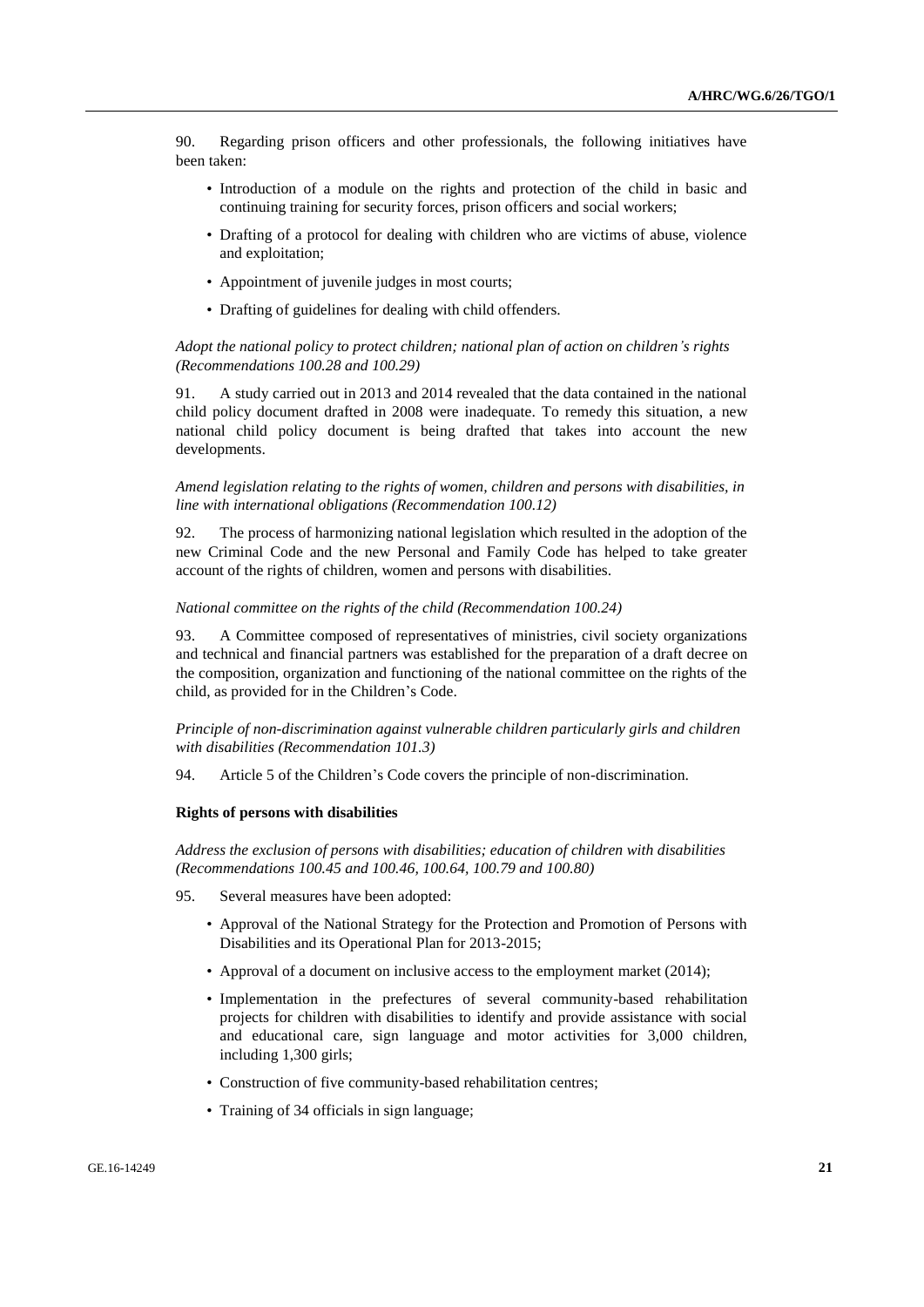90. Regarding prison officers and other professionals, the following initiatives have been taken:

- Introduction of a module on the rights and protection of the child in basic and continuing training for security forces, prison officers and social workers;
- Drafting of a protocol for dealing with children who are victims of abuse, violence and exploitation;
- Appointment of juvenile judges in most courts;
- Drafting of guidelines for dealing with child offenders.

*Adopt the national policy to protect children; national plan of action on children's rights (Recommendations 100.28 and 100.29)*

91. A study carried out in 2013 and 2014 revealed that the data contained in the national child policy document drafted in 2008 were inadequate. To remedy this situation, a new national child policy document is being drafted that takes into account the new developments.

*Amend legislation relating to the rights of women, children and persons with disabilities, in line with international obligations (Recommendation 100.12)*

92. The process of harmonizing national legislation which resulted in the adoption of the new Criminal Code and the new Personal and Family Code has helped to take greater account of the rights of children, women and persons with disabilities.

*National committee on the rights of the child (Recommendation 100.24)*

93. A Committee composed of representatives of ministries, civil society organizations and technical and financial partners was established for the preparation of a draft decree on the composition, organization and functioning of the national committee on the rights of the child, as provided for in the Children's Code.

*Principle of non-discrimination against vulnerable children particularly girls and children with disabilities (Recommendation 101.3)*

94. Article 5 of the Children's Code covers the principle of non-discrimination.

**Rights of persons with disabilities**

*Address the exclusion of persons with disabilities; education of children with disabilities (Recommendations 100.45 and 100.46, 100.64, 100.79 and 100.80)*

95. Several measures have been adopted:

- Approval of the National Strategy for the Protection and Promotion of Persons with Disabilities and its Operational Plan for 2013-2015;
- Approval of a document on inclusive access to the employment market (2014);
- Implementation in the prefectures of several community-based rehabilitation projects for children with disabilities to identify and provide assistance with social and educational care, sign language and motor activities for 3,000 children, including 1,300 girls;
- Construction of five community-based rehabilitation centres;
- Training of 34 officials in sign language;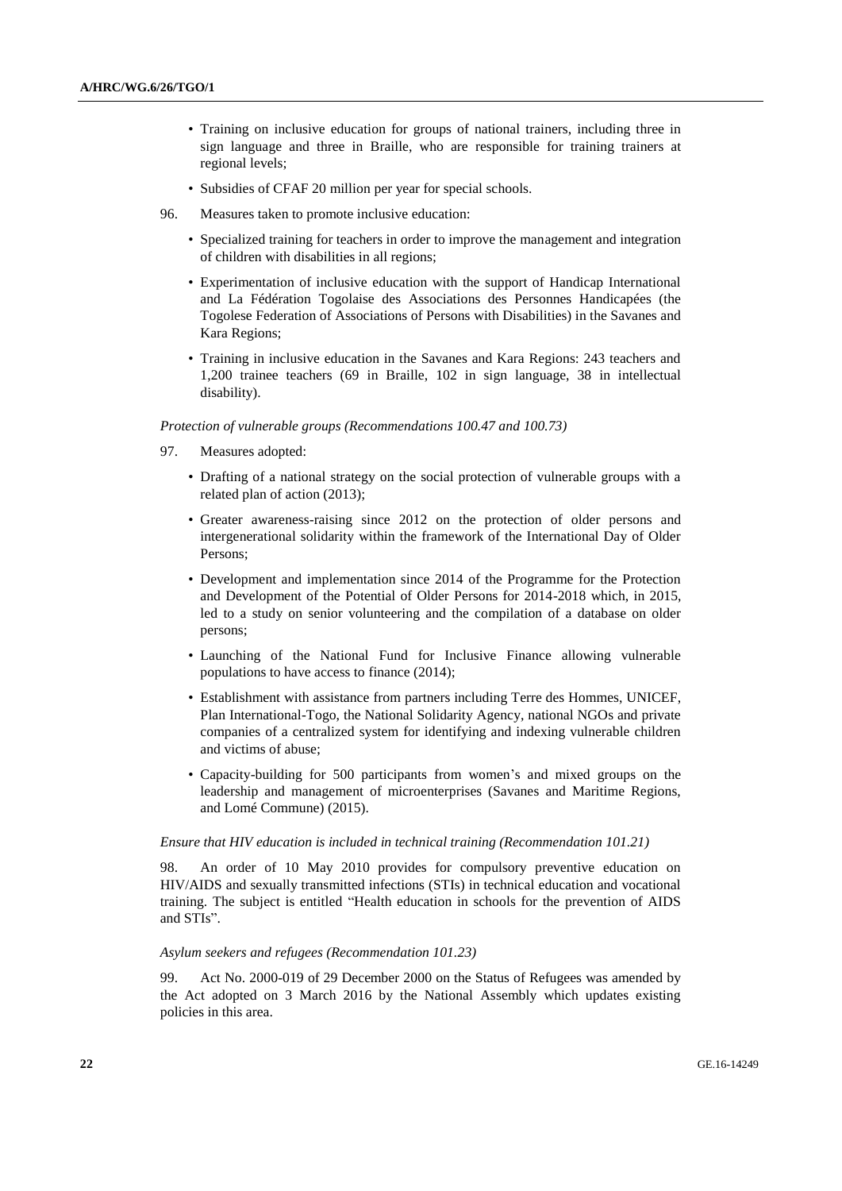- Training on inclusive education for groups of national trainers, including three in sign language and three in Braille, who are responsible for training trainers at regional levels;
- Subsidies of CFAF 20 million per year for special schools.

96. Measures taken to promote inclusive education:

- Specialized training for teachers in order to improve the management and integration of children with disabilities in all regions;
- Experimentation of inclusive education with the support of Handicap International and La Fédération Togolaise des Associations des Personnes Handicapées (the Togolese Federation of Associations of Persons with Disabilities) in the Savanes and Kara Regions;
- Training in inclusive education in the Savanes and Kara Regions: 243 teachers and 1,200 trainee teachers (69 in Braille, 102 in sign language, 38 in intellectual disability).

*Protection of vulnerable groups (Recommendations 100.47 and 100.73)*

97. Measures adopted:

- Drafting of a national strategy on the social protection of vulnerable groups with a related plan of action (2013);
- Greater awareness-raising since 2012 on the protection of older persons and intergenerational solidarity within the framework of the International Day of Older Persons;
- Development and implementation since 2014 of the Programme for the Protection and Development of the Potential of Older Persons for 2014-2018 which, in 2015, led to a study on senior volunteering and the compilation of a database on older persons;
- Launching of the National Fund for Inclusive Finance allowing vulnerable populations to have access to finance (2014);
- Establishment with assistance from partners including Terre des Hommes, UNICEF, Plan International-Togo, the National Solidarity Agency, national NGOs and private companies of a centralized system for identifying and indexing vulnerable children and victims of abuse;
- Capacity-building for 500 participants from women's and mixed groups on the leadership and management of microenterprises (Savanes and Maritime Regions, and Lomé Commune) (2015).

*Ensure that HIV education is included in technical training (Recommendation 101.21)*

98. An order of 10 May 2010 provides for compulsory preventive education on HIV/AIDS and sexually transmitted infections (STIs) in technical education and vocational training. The subject is entitled "Health education in schools for the prevention of AIDS and STIs".

*Asylum seekers and refugees (Recommendation 101.23)*

99. Act No. 2000-019 of 29 December 2000 on the Status of Refugees was amended by the Act adopted on 3 March 2016 by the National Assembly which updates existing policies in this area.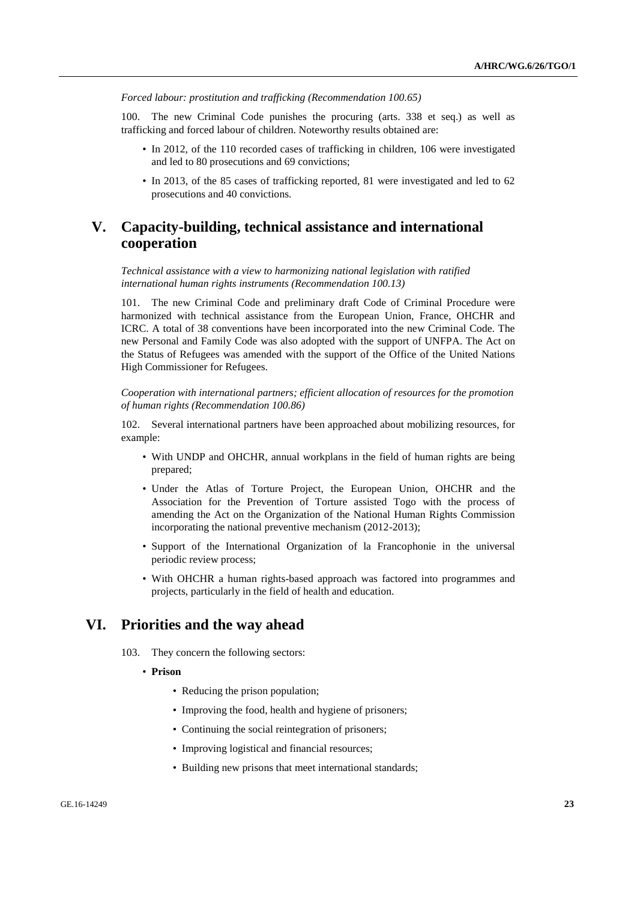*Forced labour: prostitution and trafficking (Recommendation 100.65)*

100. The new Criminal Code punishes the procuring (arts. 338 et seq.) as well as trafficking and forced labour of children. Noteworthy results obtained are:

- In 2012, of the 110 recorded cases of trafficking in children, 106 were investigated and led to 80 prosecutions and 69 convictions;
- In 2013, of the 85 cases of trafficking reported, 81 were investigated and led to 62 prosecutions and 40 convictions.

## V. Capacity-building, technical assistance and international cooperation

*Technical assistance with a view to harmonizing national legislation with ratified international human rights instruments (Recommendation 100.13)*

101. The new Criminal Code and preliminary draft Code of Criminal Procedure were harmonized with technical assistance from the European Union, France, OHCHR and ICRC. A total of 38 conventions have been incorporated into the new Criminal Code. The new Personal and Family Code was also adopted with the support of UNFPA. The Act on the Status of Refugees was amended with the support of the Office of the United Nations High Commissioner for Refugees.

*Cooperation with international partners; efficient allocation of resources for the promotion of human rights (Recommendation 100.86)*

102. Several international partners have been approached about mobilizing resources, for example:

- With UNDP and OHCHR, annual workplans in the field of human rights are being prepared;
- Under the Atlas of Torture Project, the European Union, OHCHR and the Association for the Prevention of Torture assisted Togo with the process of amending the Act on the Organization of the National Human Rights Commission incorporating the national preventive mechanism (2012-2013);
- Support of the International Organization of la Francophonie in the universal periodic review process;
- With OHCHR a human rights-based approach was factored into programmes and projects, particularly in the field of health and education.

## VI. Priorities and the way ahead

103. They concern the following sectors:

- **Prison**
  - Reducing the prison population;
  - Improving the food, health and hygiene of prisoners;
  - Continuing the social reintegration of prisoners;
  - Improving logistical and financial resources;
  - Building new prisons that meet international standards;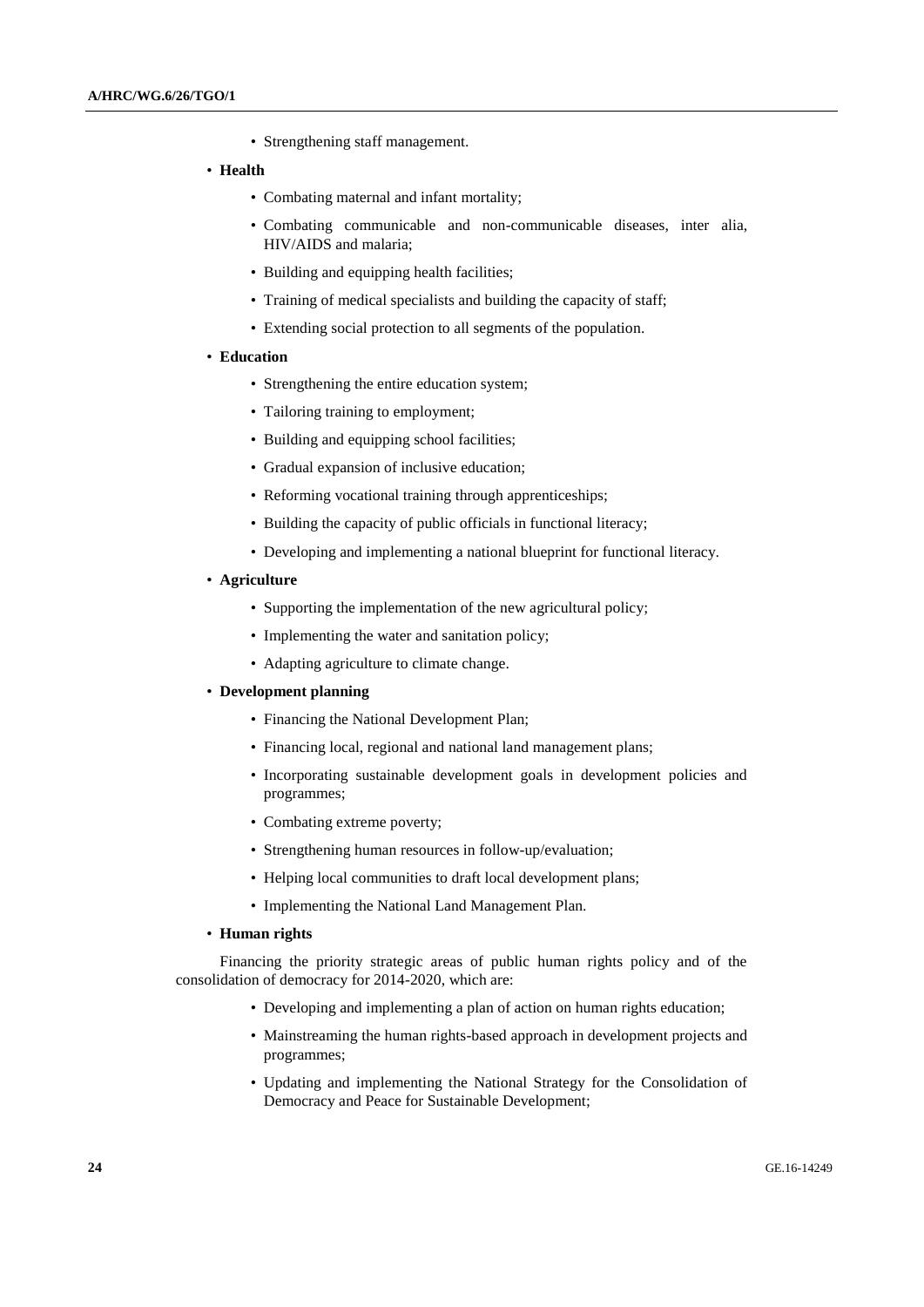- Strengthening staff management.

- **Health**
  - Combating maternal and infant mortality;
  - Combating communicable and non-communicable diseases, inter alia, HIV/AIDS and malaria;
  - Building and equipping health facilities;
  - Training of medical specialists and building the capacity of staff;
  - Extending social protection to all segments of the population.

- **Education**
  - Strengthening the entire education system;
  - Tailoring training to employment;
  - Building and equipping school facilities;
  - Gradual expansion of inclusive education;
  - Reforming vocational training through apprenticeships;
  - Building the capacity of public officials in functional literacy;
  - Developing and implementing a national blueprint for functional literacy.

- **Agriculture**
  - Supporting the implementation of the new agricultural policy;
  - Implementing the water and sanitation policy;
  - Adapting agriculture to climate change.

- **Development planning**
  - Financing the National Development Plan;
  - Financing local, regional and national land management plans;
  - Incorporating sustainable development goals in development policies and programmes;
  - Combating extreme poverty;
  - Strengthening human resources in follow-up/evaluation;
  - Helping local communities to draft local development plans;
  - Implementing the National Land Management Plan.

- **Human rights**

Financing the priority strategic areas of public human rights policy and of the consolidation of democracy for 2014-2020, which are:

  - Developing and implementing a plan of action on human rights education;
  - Mainstreaming the human rights-based approach in development projects and programmes;
  - Updating and implementing the National Strategy for the Consolidation of Democracy and Peace for Sustainable Development;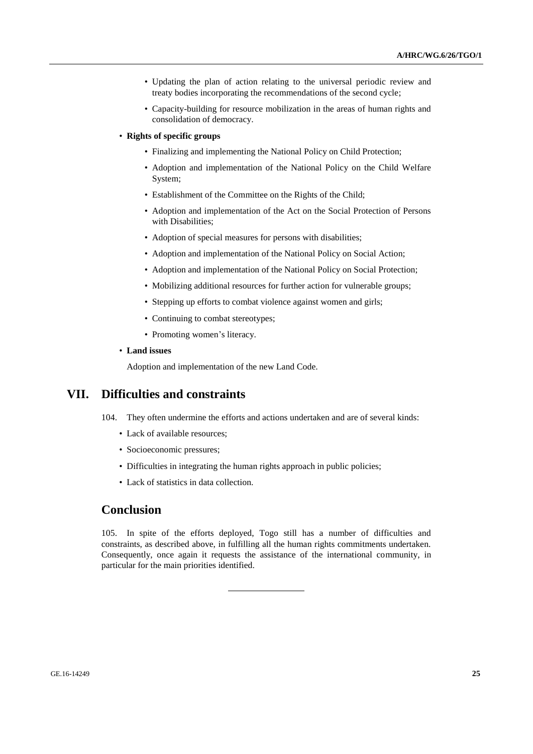- Updating the plan of action relating to the universal periodic review and treaty bodies incorporating the recommendations of the second cycle;
- Capacity-building for resource mobilization in the areas of human rights and consolidation of democracy.

- **Rights of specific groups**
  - Finalizing and implementing the National Policy on Child Protection;
  - Adoption and implementation of the National Policy on the Child Welfare System;
  - Establishment of the Committee on the Rights of the Child;
  - Adoption and implementation of the Act on the Social Protection of Persons with Disabilities;
  - Adoption of special measures for persons with disabilities;
  - Adoption and implementation of the National Policy on Social Action;
  - Adoption and implementation of the National Policy on Social Protection;
  - Mobilizing additional resources for further action for vulnerable groups;
  - Stepping up efforts to combat violence against women and girls;
  - Continuing to combat stereotypes;
  - Promoting women's literacy.

- **Land issues**

  Adoption and implementation of the new Land Code.

# VII. Difficulties and constraints

104. They often undermine the efforts and actions undertaken and are of several kinds:

- Lack of available resources;
- Socioeconomic pressures;
- Difficulties in integrating the human rights approach in public policies;
- Lack of statistics in data collection.

## Conclusion

105. In spite of the efforts deployed, Togo still has a number of difficulties and constraints, as described above, in fulfilling all the human rights commitments undertaken. Consequently, once again it requests the assistance of the international community, in particular for the main priorities identified.